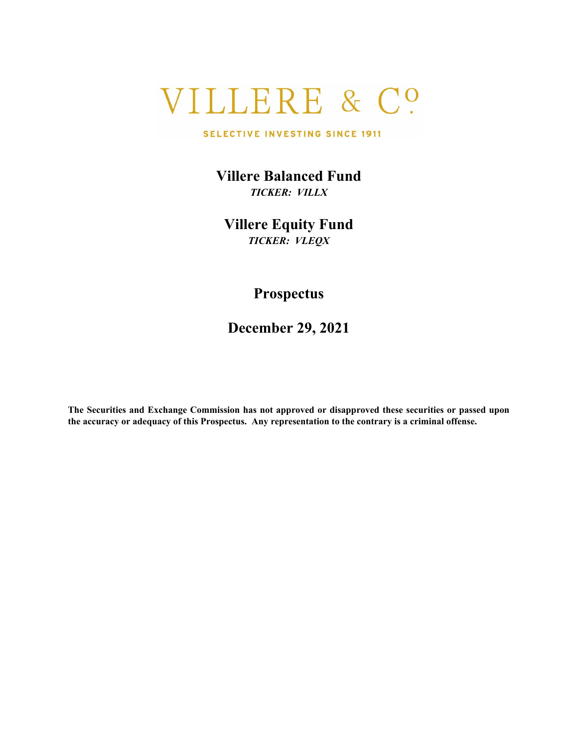VILLERE & C^o

SELECTIVE INVESTING SINCE 1911

# Villere Balanced Fund

*TICKER: VILLX*

# Villere Equity Fund

*TICKER: VLEQX*

# Prospectus

## December 29, 2021

**The Securities and Exchange Commission has not approved or disapproved these securities or passed upon the accuracy or adequacy of this Prospectus. Any representation to the contrary is a criminal offense.**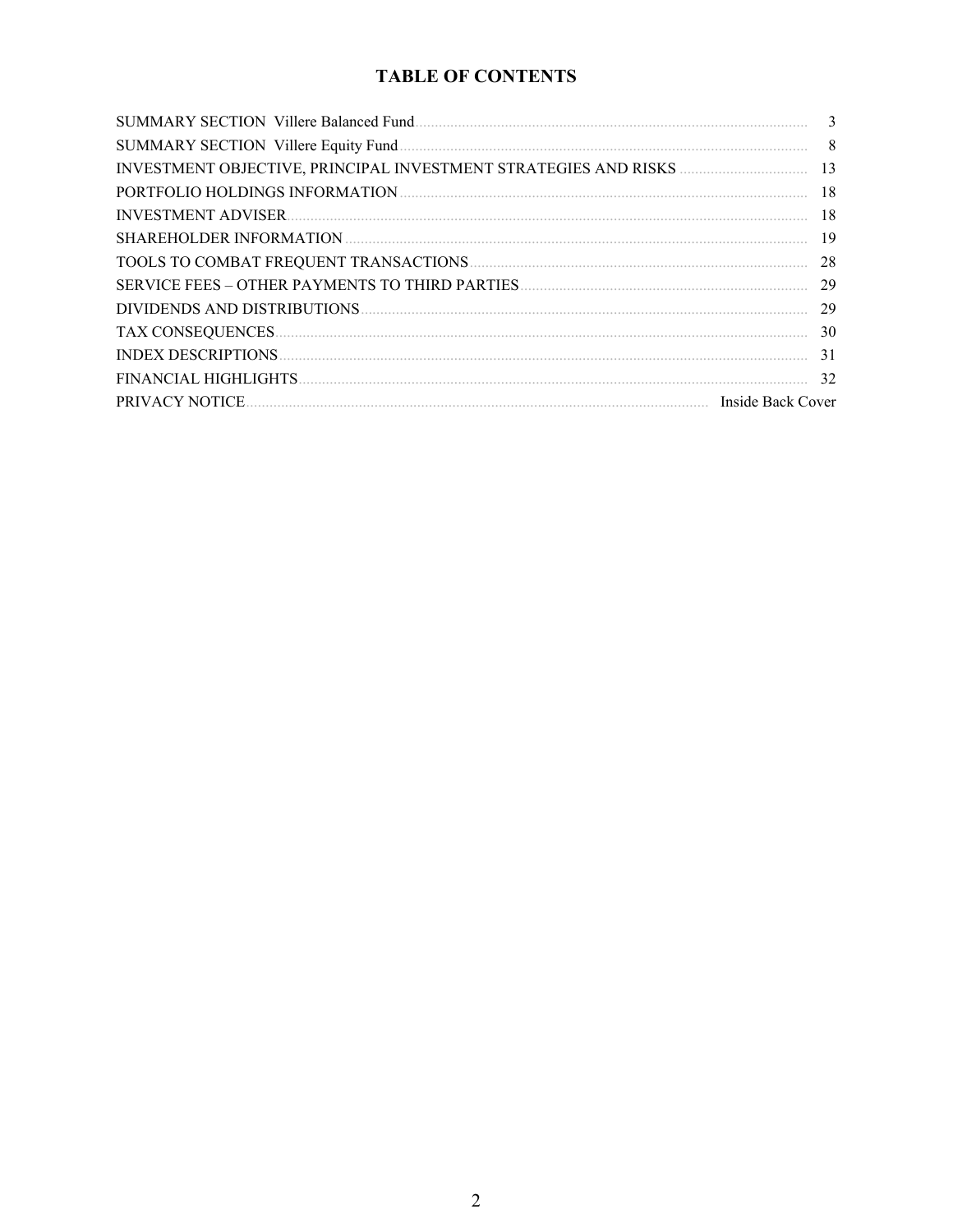# TABLE OF CONTENTS

| | |
|---|---|
| SUMMARY SECTION Villere Balanced Fund | 3 |
| SUMMARY SECTION Villere Equity Fund | 8 |
| INVESTMENT OBJECTIVE, PRINCIPAL INVESTMENT STRATEGIES AND RISKS | 13 |
| PORTFOLIO HOLDINGS INFORMATION | 18 |
| INVESTMENT ADVISER | 18 |
| SHAREHOLDER INFORMATION | 19 |
| TOOLS TO COMBAT FREQUENT TRANSACTIONS | 28 |
| SERVICE FEES – OTHER PAYMENTS TO THIRD PARTIES | 29 |
| DIVIDENDS AND DISTRIBUTIONS | 29 |
| TAX CONSEQUENCES | 30 |
| INDEX DESCRIPTIONS | 31 |
| FINANCIAL HIGHLIGHTS | 32 |
| PRIVACY NOTICE | Inside Back Cover |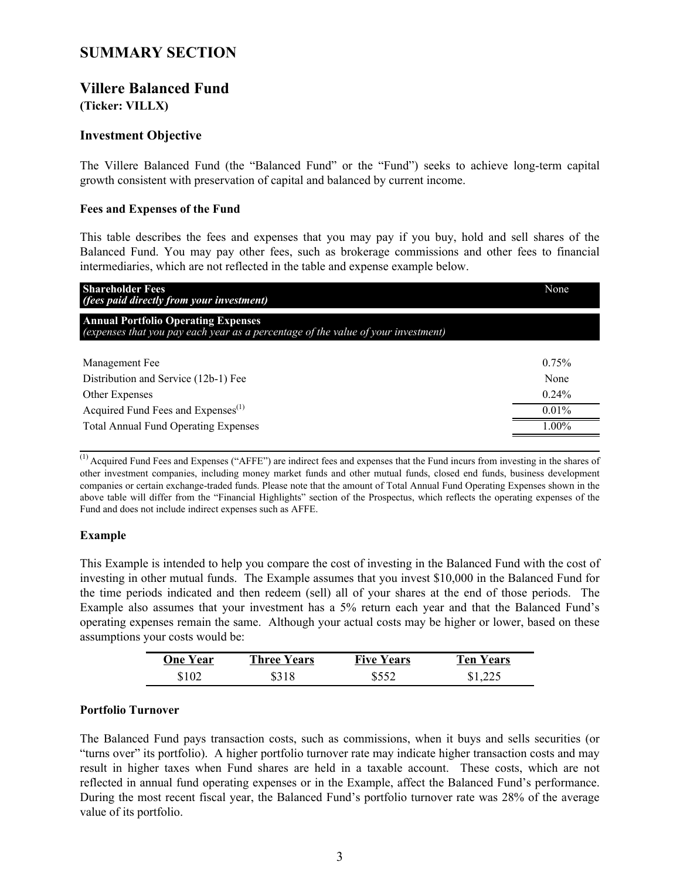# SUMMARY SECTION

## Villere Balanced Fund

**(Ticker: VILLX)**

### Investment Objective

The Villere Balanced Fund (the "Balanced Fund" or the "Fund") seeks to achieve long-term capital growth consistent with preservation of capital and balanced by current income.

#### Fees and Expenses of the Fund

This table describes the fees and expenses that you may pay if you buy, hold and sell shares of the Balanced Fund. You may pay other fees, such as brokerage commissions and other fees to financial intermediaries, which are not reflected in the table and expense example below.

| **Shareholder Fees** *(fees paid directly from your investment)* | None |
|---|---|
| **Annual Portfolio Operating Expenses** *(expenses that you pay each year as a percentage of the value of your investment)* | |
| Management Fee | 0.75% |
| Distribution and Service (12b-1) Fee | None |
| Other Expenses | 0.24% |
| Acquired Fund Fees and Expenses[(1)] | 0.01% |
| Total Annual Fund Operating Expenses | 1.00% |

[(1)] Acquired Fund Fees and Expenses ("AFFE") are indirect fees and expenses that the Fund incurs from investing in the shares of other investment companies, including money market funds and other mutual funds, closed end funds, business development companies or certain exchange-traded funds. Please note that the amount of Total Annual Fund Operating Expenses shown in the above table will differ from the "Financial Highlights" section of the Prospectus, which reflects the operating expenses of the Fund and does not include indirect expenses such as AFFE.

#### Example

This Example is intended to help you compare the cost of investing in the Balanced Fund with the cost of investing in other mutual funds. The Example assumes that you invest $10,000 in the Balanced Fund for the time periods indicated and then redeem (sell) all of your shares at the end of those periods. The Example also assumes that your investment has a 5% return each year and that the Balanced Fund's operating expenses remain the same. Although your actual costs may be higher or lower, based on these assumptions your costs would be:

| One Year | Three Years | Five Years | Ten Years |
|---|---|---|---|
| $102 | $318 | $552 | $1,225 |

#### Portfolio Turnover

The Balanced Fund pays transaction costs, such as commissions, when it buys and sells securities (or "turns over" its portfolio). A higher portfolio turnover rate may indicate higher transaction costs and may result in higher taxes when Fund shares are held in a taxable account. These costs, which are not reflected in annual fund operating expenses or in the Example, affect the Balanced Fund's performance. During the most recent fiscal year, the Balanced Fund's portfolio turnover rate was 28% of the average value of its portfolio.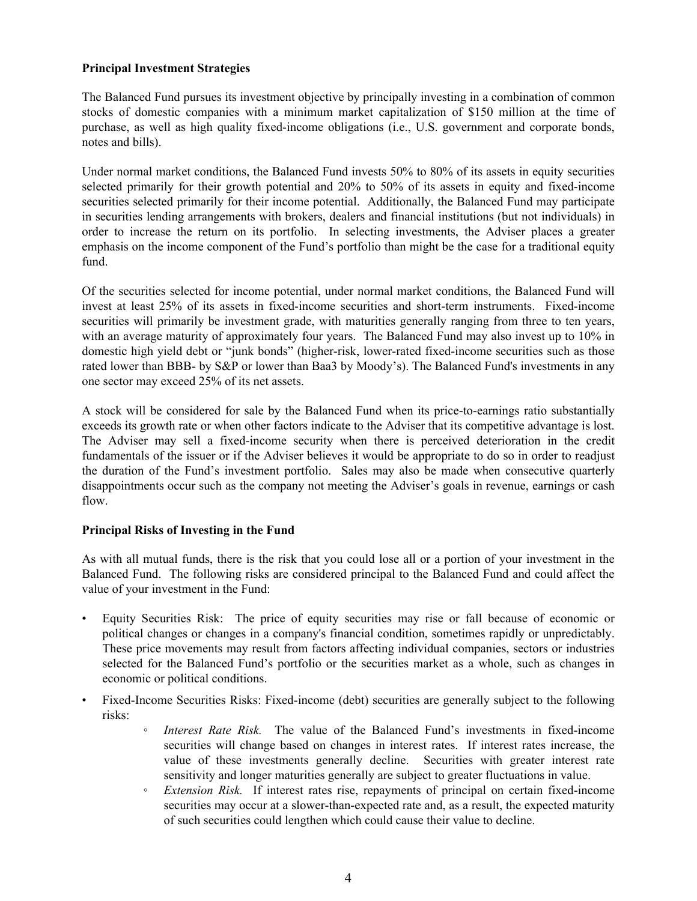**Principal Investment Strategies**

The Balanced Fund pursues its investment objective by principally investing in a combination of common stocks of domestic companies with a minimum market capitalization of $150 million at the time of purchase, as well as high quality fixed-income obligations (i.e., U.S. government and corporate bonds, notes and bills).

Under normal market conditions, the Balanced Fund invests 50% to 80% of its assets in equity securities selected primarily for their growth potential and 20% to 50% of its assets in equity and fixed-income securities selected primarily for their income potential. Additionally, the Balanced Fund may participate in securities lending arrangements with brokers, dealers and financial institutions (but not individuals) in order to increase the return on its portfolio. In selecting investments, the Adviser places a greater emphasis on the income component of the Fund's portfolio than might be the case for a traditional equity fund.

Of the securities selected for income potential, under normal market conditions, the Balanced Fund will invest at least 25% of its assets in fixed-income securities and short-term instruments. Fixed-income securities will primarily be investment grade, with maturities generally ranging from three to ten years, with an average maturity of approximately four years. The Balanced Fund may also invest up to 10% in domestic high yield debt or "junk bonds" (higher-risk, lower-rated fixed-income securities such as those rated lower than BBB- by S&P or lower than Baa3 by Moody's). The Balanced Fund's investments in any one sector may exceed 25% of its net assets.

A stock will be considered for sale by the Balanced Fund when its price-to-earnings ratio substantially exceeds its growth rate or when other factors indicate to the Adviser that its competitive advantage is lost. The Adviser may sell a fixed-income security when there is perceived deterioration in the credit fundamentals of the issuer or if the Adviser believes it would be appropriate to do so in order to readjust the duration of the Fund's investment portfolio. Sales may also be made when consecutive quarterly disappointments occur such as the company not meeting the Adviser's goals in revenue, earnings or cash flow.

**Principal Risks of Investing in the Fund**

As with all mutual funds, there is the risk that you could lose all or a portion of your investment in the Balanced Fund. The following risks are considered principal to the Balanced Fund and could affect the value of your investment in the Fund:

- Equity Securities Risk: The price of equity securities may rise or fall because of economic or political changes or changes in a company's financial condition, sometimes rapidly or unpredictably. These price movements may result from factors affecting individual companies, sectors or industries selected for the Balanced Fund's portfolio or the securities market as a whole, such as changes in economic or political conditions.
- Fixed-Income Securities Risks: Fixed-income (debt) securities are generally subject to the following risks:
  - *Interest Rate Risk.* The value of the Balanced Fund's investments in fixed-income securities will change based on changes in interest rates. If interest rates increase, the value of these investments generally decline. Securities with greater interest rate sensitivity and longer maturities generally are subject to greater fluctuations in value.
  - *Extension Risk.* If interest rates rise, repayments of principal on certain fixed-income securities may occur at a slower-than-expected rate and, as a result, the expected maturity of such securities could lengthen which could cause their value to decline.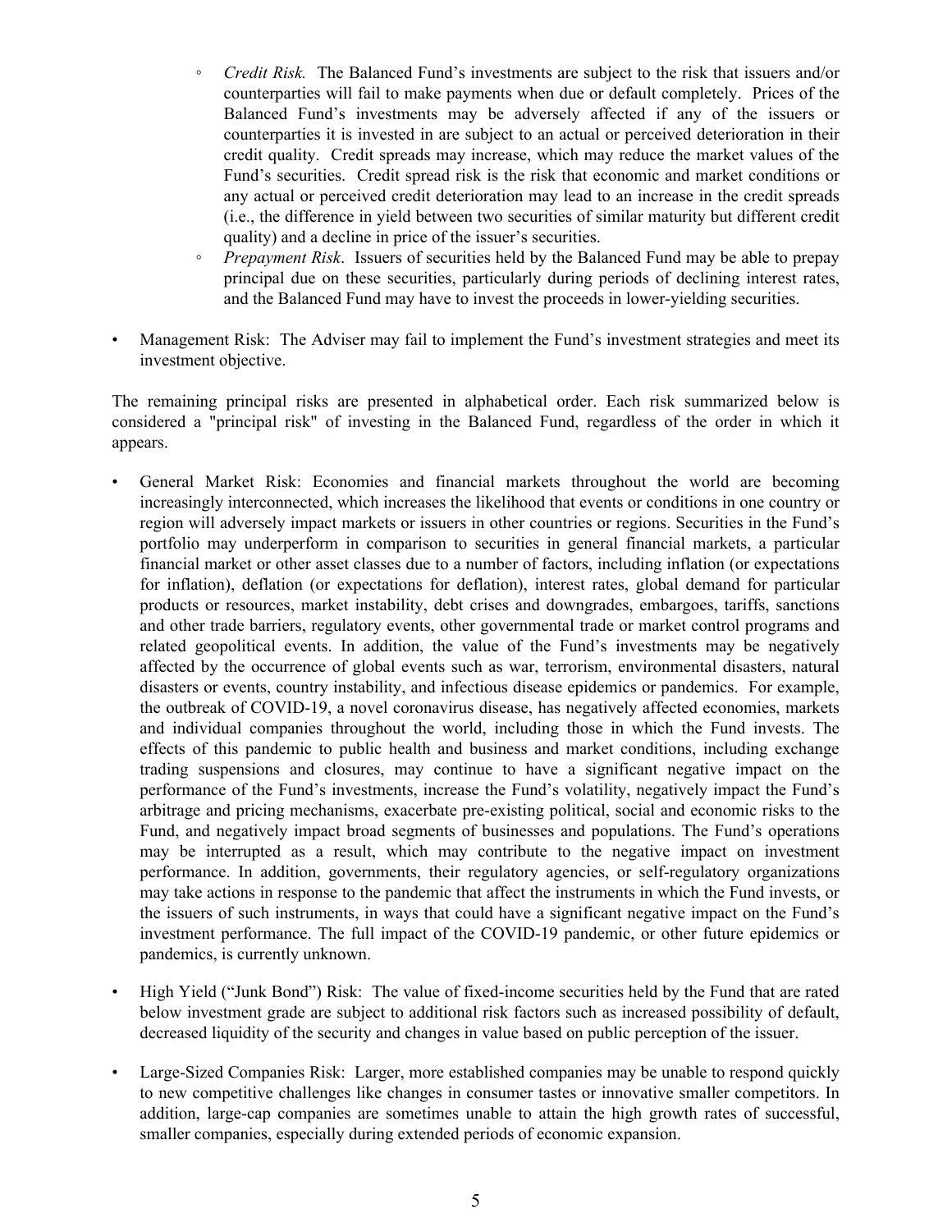- *Credit Risk.* The Balanced Fund's investments are subject to the risk that issuers and/or counterparties will fail to make payments when due or default completely. Prices of the Balanced Fund's investments may be adversely affected if any of the issuers or counterparties it is invested in are subject to an actual or perceived deterioration in their credit quality. Credit spreads may increase, which may reduce the market values of the Fund's securities. Credit spread risk is the risk that economic and market conditions or any actual or perceived credit deterioration may lead to an increase in the credit spreads (i.e., the difference in yield between two securities of similar maturity but different credit quality) and a decline in price of the issuer's securities.
    - *Prepayment Risk*. Issuers of securities held by the Balanced Fund may be able to prepay principal due on these securities, particularly during periods of declining interest rates, and the Balanced Fund may have to invest the proceeds in lower-yielding securities.

- Management Risk: The Adviser may fail to implement the Fund's investment strategies and meet its investment objective.

The remaining principal risks are presented in alphabetical order. Each risk summarized below is considered a "principal risk" of investing in the Balanced Fund, regardless of the order in which it appears.

- General Market Risk: Economies and financial markets throughout the world are becoming increasingly interconnected, which increases the likelihood that events or conditions in one country or region will adversely impact markets or issuers in other countries or regions. Securities in the Fund's portfolio may underperform in comparison to securities in general financial markets, a particular financial market or other asset classes due to a number of factors, including inflation (or expectations for inflation), deflation (or expectations for deflation), interest rates, global demand for particular products or resources, market instability, debt crises and downgrades, embargoes, tariffs, sanctions and other trade barriers, regulatory events, other governmental trade or market control programs and related geopolitical events. In addition, the value of the Fund's investments may be negatively affected by the occurrence of global events such as war, terrorism, environmental disasters, natural disasters or events, country instability, and infectious disease epidemics or pandemics. For example, the outbreak of COVID-19, a novel coronavirus disease, has negatively affected economies, markets and individual companies throughout the world, including those in which the Fund invests. The effects of this pandemic to public health and business and market conditions, including exchange trading suspensions and closures, may continue to have a significant negative impact on the performance of the Fund's investments, increase the Fund's volatility, negatively impact the Fund's arbitrage and pricing mechanisms, exacerbate pre-existing political, social and economic risks to the Fund, and negatively impact broad segments of businesses and populations. The Fund's operations may be interrupted as a result, which may contribute to the negative impact on investment performance. In addition, governments, their regulatory agencies, or self-regulatory organizations may take actions in response to the pandemic that affect the instruments in which the Fund invests, or the issuers of such instruments, in ways that could have a significant negative impact on the Fund's investment performance. The full impact of the COVID-19 pandemic, or other future epidemics or pandemics, is currently unknown.

- High Yield ("Junk Bond") Risk: The value of fixed-income securities held by the Fund that are rated below investment grade are subject to additional risk factors such as increased possibility of default, decreased liquidity of the security and changes in value based on public perception of the issuer.

- Large-Sized Companies Risk: Larger, more established companies may be unable to respond quickly to new competitive challenges like changes in consumer tastes or innovative smaller competitors. In addition, large-cap companies are sometimes unable to attain the high growth rates of successful, smaller companies, especially during extended periods of economic expansion.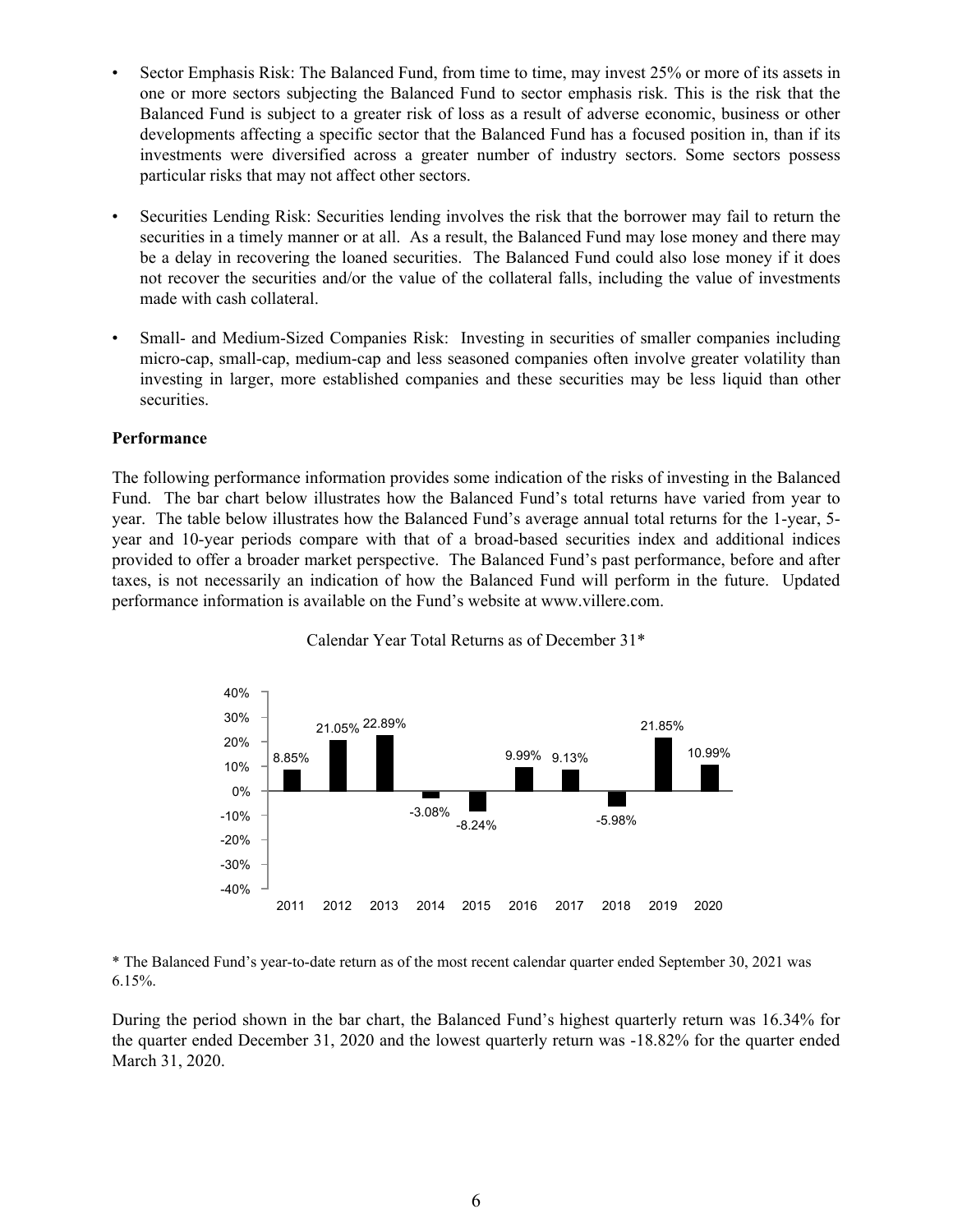- Sector Emphasis Risk: The Balanced Fund, from time to time, may invest 25% or more of its assets in one or more sectors subjecting the Balanced Fund to sector emphasis risk. This is the risk that the Balanced Fund is subject to a greater risk of loss as a result of adverse economic, business or other developments affecting a specific sector that the Balanced Fund has a focused position in, than if its investments were diversified across a greater number of industry sectors. Some sectors possess particular risks that may not affect other sectors.

- Securities Lending Risk: Securities lending involves the risk that the borrower may fail to return the securities in a timely manner or at all. As a result, the Balanced Fund may lose money and there may be a delay in recovering the loaned securities. The Balanced Fund could also lose money if it does not recover the securities and/or the value of the collateral falls, including the value of investments made with cash collateral.

- Small- and Medium-Sized Companies Risk: Investing in securities of smaller companies including micro-cap, small-cap, medium-cap and less seasoned companies often involve greater volatility than investing in larger, more established companies and these securities may be less liquid than other securities.

**Performance**

The following performance information provides some indication of the risks of investing in the Balanced Fund. The bar chart below illustrates how the Balanced Fund's total returns have varied from year to year. The table below illustrates how the Balanced Fund's average annual total returns for the 1-year, 5-year and 10-year periods compare with that of a broad-based securities index and additional indices provided to offer a broader market perspective. The Balanced Fund's past performance, before and after taxes, is not necessarily an indication of how the Balanced Fund will perform in the future. Updated performance information is available on the Fund's website at www.villere.com.

Calendar Year Total Returns as of December 31*

| 2011 | 2012 | 2013 | 2014 | 2015 | 2016 | 2017 | 2018 | 2019 | 2020 |
|---|---|---|---|---|---|---|---|---|---|
| 8.85% | 21.05% | 22.89% | -3.08% | -8.24% | 9.99% | 9.13% | -5.98% | 21.85% | 10.99% |

* The Balanced Fund's year-to-date return as of the most recent calendar quarter ended September 30, 2021 was 6.15%.

During the period shown in the bar chart, the Balanced Fund's highest quarterly return was 16.34% for the quarter ended December 31, 2020 and the lowest quarterly return was -18.82% for the quarter ended March 31, 2020.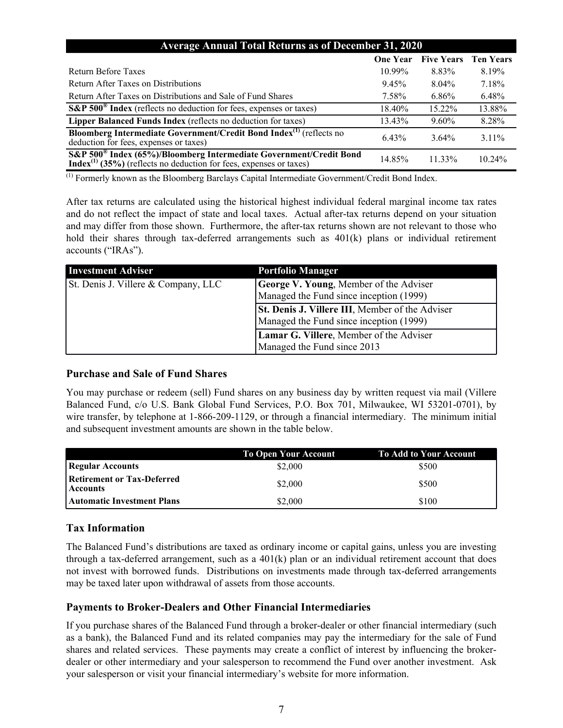| Average Annual Total Returns as of December 31, 2020 | | | |
|---|---|---|---|
| | **One Year** | **Five Years** | **Ten Years** |
| Return Before Taxes | 10.99% | 8.83% | 8.19% |
| Return After Taxes on Distributions | 9.45% | 8.04% | 7.18% |
| Return After Taxes on Distributions and Sale of Fund Shares | 7.58% | 6.86% | 6.48% |
| **S&P 500® Index** (reflects no deduction for fees, expenses or taxes) | 18.40% | 15.22% | 13.88% |
| **Lipper Balanced Funds Index** (reflects no deduction for taxes) | 13.43% | 9.60% | 8.28% |
| **Bloomberg Intermediate Government/Credit Bond Index**[(1)] (reflects no deduction for fees, expenses or taxes) | 6.43% | 3.64% | 3.11% |
| **S&P 500® Index (65%)/Bloomberg Intermediate Government/Credit Bond Index**[(1)] **(35%)** (reflects no deduction for fees, expenses or taxes) | 14.85% | 11.33% | 10.24% |

[(1)] Formerly known as the Bloomberg Barclays Capital Intermediate Government/Credit Bond Index.

After tax returns are calculated using the historical highest individual federal marginal income tax rates and do not reflect the impact of state and local taxes. Actual after-tax returns depend on your situation and may differ from those shown. Furthermore, the after-tax returns shown are not relevant to those who hold their shares through tax-deferred arrangements such as 401(k) plans or individual retirement accounts ("IRAs").

| Investment Adviser | Portfolio Manager |
|---|---|
| St. Denis J. Villere & Company, LLC | **George V. Young**, Member of the Adviser<br>Managed the Fund since inception (1999) |
| | **St. Denis J. Villere III**, Member of the Adviser<br>Managed the Fund since inception (1999) |
| | **Lamar G. Villere**, Member of the Adviser<br>Managed the Fund since 2013 |

## Purchase and Sale of Fund Shares

You may purchase or redeem (sell) Fund shares on any business day by written request via mail (Villere Balanced Fund, c/o U.S. Bank Global Fund Services, P.O. Box 701, Milwaukee, WI 53201-0701), by wire transfer, by telephone at 1-866-209-1129, or through a financial intermediary. The minimum initial and subsequent investment amounts are shown in the table below.

| | To Open Your Account | To Add to Your Account |
|---|---|---|
| **Regular Accounts** | \$2,000 | \$500 |
| **Retirement or Tax-Deferred Accounts** | \$2,000 | \$500 |
| **Automatic Investment Plans** | \$2,000 | \$100 |

## Tax Information

The Balanced Fund's distributions are taxed as ordinary income or capital gains, unless you are investing through a tax-deferred arrangement, such as a 401(k) plan or an individual retirement account that does not invest with borrowed funds. Distributions on investments made through tax-deferred arrangements may be taxed later upon withdrawal of assets from those accounts.

## Payments to Broker-Dealers and Other Financial Intermediaries

If you purchase shares of the Balanced Fund through a broker-dealer or other financial intermediary (such as a bank), the Balanced Fund and its related companies may pay the intermediary for the sale of Fund shares and related services. These payments may create a conflict of interest by influencing the broker-dealer or other intermediary and your salesperson to recommend the Fund over another investment. Ask your salesperson or visit your financial intermediary's website for more information.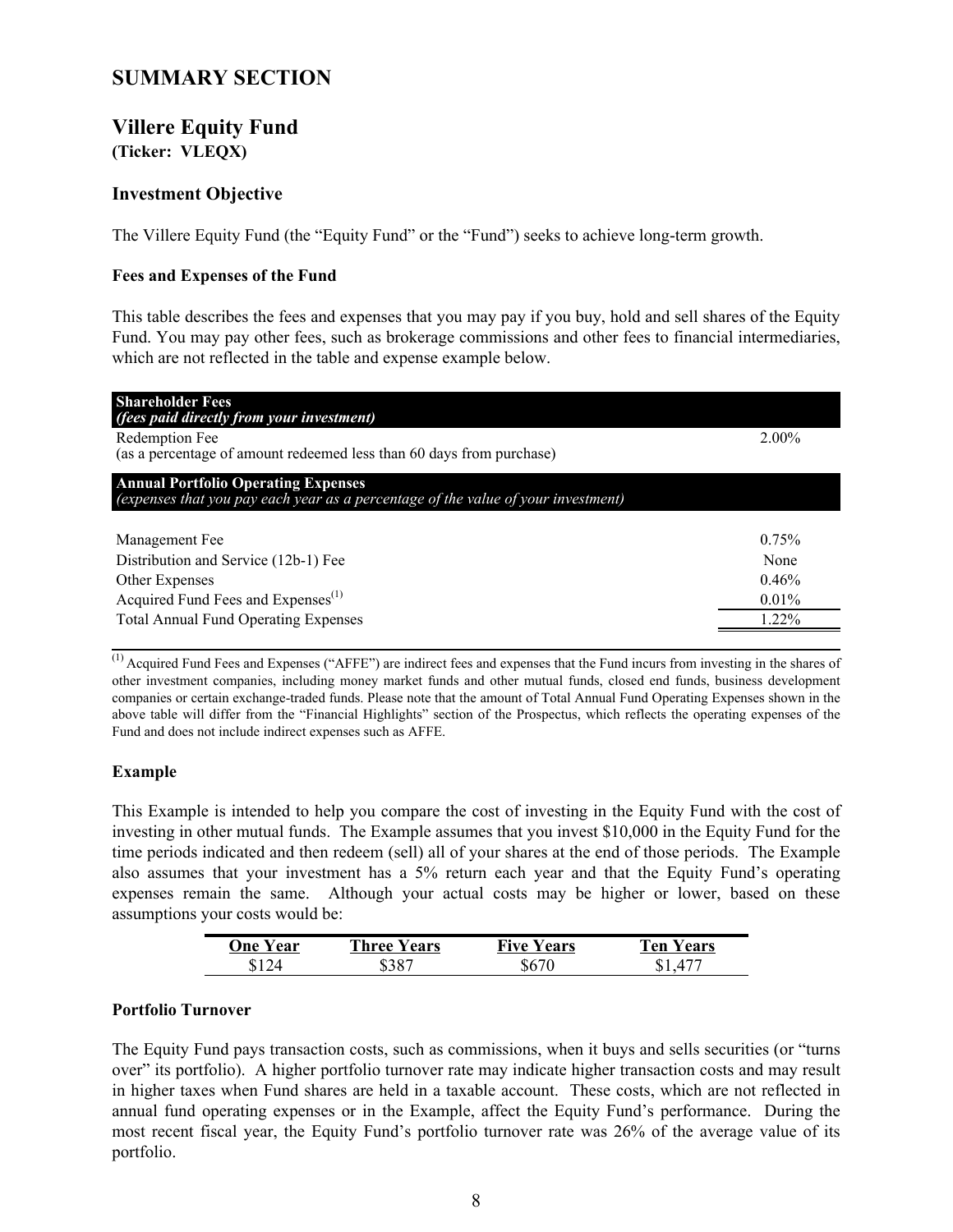# SUMMARY SECTION

## Villere Equity Fund

**(Ticker: VLEQX)**

### Investment Objective

The Villere Equity Fund (the "Equity Fund" or the "Fund") seeks to achieve long-term growth.

**Fees and Expenses of the Fund**

This table describes the fees and expenses that you may pay if you buy, hold and sell shares of the Equity Fund. You may pay other fees, such as brokerage commissions and other fees to financial intermediaries, which are not reflected in the table and expense example below.

| **Shareholder Fees** *(fees paid directly from your investment)* | |
|---|---|
| Redemption Fee (as a percentage of amount redeemed less than 60 days from purchase) | 2.00% |
| **Annual Portfolio Operating Expenses** *(expenses that you pay each year as a percentage of the value of your investment)* | |
| Management Fee | 0.75% |
| Distribution and Service (12b-1) Fee | None |
| Other Expenses | 0.46% |
| Acquired Fund Fees and Expenses[(1)] | 0.01% |
| Total Annual Fund Operating Expenses | 1.22% |

[(1)] Acquired Fund Fees and Expenses ("AFFE") are indirect fees and expenses that the Fund incurs from investing in the shares of other investment companies, including money market funds and other mutual funds, closed end funds, business development companies or certain exchange-traded funds. Please note that the amount of Total Annual Fund Operating Expenses shown in the above table will differ from the "Financial Highlights" section of the Prospectus, which reflects the operating expenses of the Fund and does not include indirect expenses such as AFFE.

**Example**

This Example is intended to help you compare the cost of investing in the Equity Fund with the cost of investing in other mutual funds. The Example assumes that you invest $10,000 in the Equity Fund for the time periods indicated and then redeem (sell) all of your shares at the end of those periods. The Example also assumes that your investment has a 5% return each year and that the Equity Fund's operating expenses remain the same. Although your actual costs may be higher or lower, based on these assumptions your costs would be:

| One Year | Three Years | Five Years | Ten Years |
|---|---|---|---|
| $124 | $387 | $670 | $1,477 |

**Portfolio Turnover**

The Equity Fund pays transaction costs, such as commissions, when it buys and sells securities (or "turns over" its portfolio). A higher portfolio turnover rate may indicate higher transaction costs and may result in higher taxes when Fund shares are held in a taxable account. These costs, which are not reflected in annual fund operating expenses or in the Example, affect the Equity Fund's performance. During the most recent fiscal year, the Equity Fund's portfolio turnover rate was 26% of the average value of its portfolio.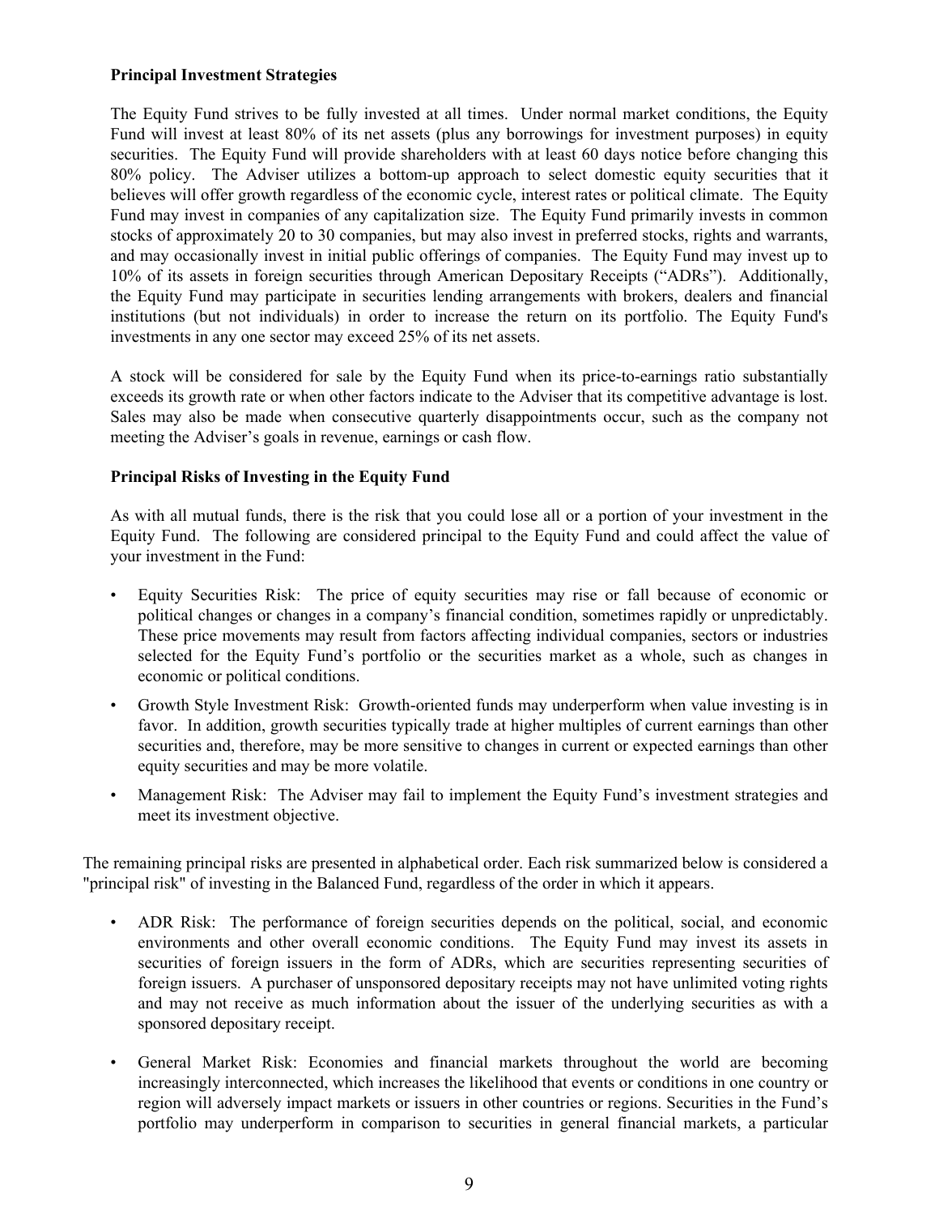**Principal Investment Strategies**

The Equity Fund strives to be fully invested at all times. Under normal market conditions, the Equity Fund will invest at least 80% of its net assets (plus any borrowings for investment purposes) in equity securities. The Equity Fund will provide shareholders with at least 60 days notice before changing this 80% policy. The Adviser utilizes a bottom-up approach to select domestic equity securities that it believes will offer growth regardless of the economic cycle, interest rates or political climate. The Equity Fund may invest in companies of any capitalization size. The Equity Fund primarily invests in common stocks of approximately 20 to 30 companies, but may also invest in preferred stocks, rights and warrants, and may occasionally invest in initial public offerings of companies. The Equity Fund may invest up to 10% of its assets in foreign securities through American Depositary Receipts ("ADRs"). Additionally, the Equity Fund may participate in securities lending arrangements with brokers, dealers and financial institutions (but not individuals) in order to increase the return on its portfolio. The Equity Fund's investments in any one sector may exceed 25% of its net assets.

A stock will be considered for sale by the Equity Fund when its price-to-earnings ratio substantially exceeds its growth rate or when other factors indicate to the Adviser that its competitive advantage is lost. Sales may also be made when consecutive quarterly disappointments occur, such as the company not meeting the Adviser's goals in revenue, earnings or cash flow.

**Principal Risks of Investing in the Equity Fund**

As with all mutual funds, there is the risk that you could lose all or a portion of your investment in the Equity Fund. The following are considered principal to the Equity Fund and could affect the value of your investment in the Fund:

- Equity Securities Risk: The price of equity securities may rise or fall because of economic or political changes or changes in a company's financial condition, sometimes rapidly or unpredictably. These price movements may result from factors affecting individual companies, sectors or industries selected for the Equity Fund's portfolio or the securities market as a whole, such as changes in economic or political conditions.
- Growth Style Investment Risk: Growth-oriented funds may underperform when value investing is in favor. In addition, growth securities typically trade at higher multiples of current earnings than other securities and, therefore, may be more sensitive to changes in current or expected earnings than other equity securities and may be more volatile.
- Management Risk: The Adviser may fail to implement the Equity Fund's investment strategies and meet its investment objective.

The remaining principal risks are presented in alphabetical order. Each risk summarized below is considered a "principal risk" of investing in the Balanced Fund, regardless of the order in which it appears.

- ADR Risk: The performance of foreign securities depends on the political, social, and economic environments and other overall economic conditions. The Equity Fund may invest its assets in securities of foreign issuers in the form of ADRs, which are securities representing securities of foreign issuers. A purchaser of unsponsored depositary receipts may not have unlimited voting rights and may not receive as much information about the issuer of the underlying securities as with a sponsored depositary receipt.
- General Market Risk: Economies and financial markets throughout the world are becoming increasingly interconnected, which increases the likelihood that events or conditions in one country or region will adversely impact markets or issuers in other countries or regions. Securities in the Fund's portfolio may underperform in comparison to securities in general financial markets, a particular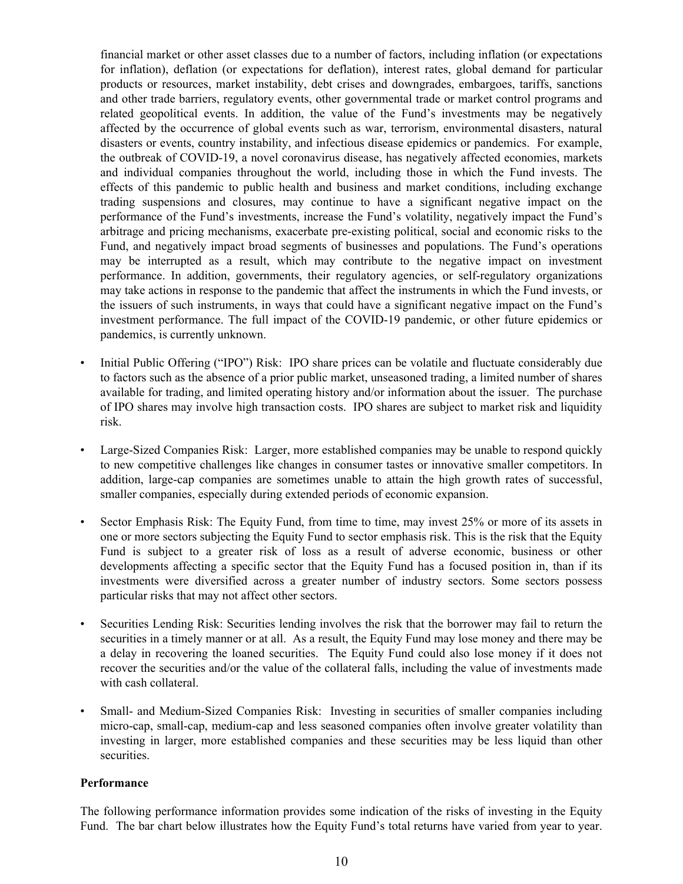financial market or other asset classes due to a number of factors, including inflation (or expectations for inflation), deflation (or expectations for deflation), interest rates, global demand for particular products or resources, market instability, debt crises and downgrades, embargoes, tariffs, sanctions and other trade barriers, regulatory events, other governmental trade or market control programs and related geopolitical events. In addition, the value of the Fund's investments may be negatively affected by the occurrence of global events such as war, terrorism, environmental disasters, natural disasters or events, country instability, and infectious disease epidemics or pandemics. For example, the outbreak of COVID-19, a novel coronavirus disease, has negatively affected economies, markets and individual companies throughout the world, including those in which the Fund invests. The effects of this pandemic to public health and business and market conditions, including exchange trading suspensions and closures, may continue to have a significant negative impact on the performance of the Fund's investments, increase the Fund's volatility, negatively impact the Fund's arbitrage and pricing mechanisms, exacerbate pre-existing political, social and economic risks to the Fund, and negatively impact broad segments of businesses and populations. The Fund's operations may be interrupted as a result, which may contribute to the negative impact on investment performance. In addition, governments, their regulatory agencies, or self-regulatory organizations may take actions in response to the pandemic that affect the instruments in which the Fund invests, or the issuers of such instruments, in ways that could have a significant negative impact on the Fund's investment performance. The full impact of the COVID-19 pandemic, or other future epidemics or pandemics, is currently unknown.

- Initial Public Offering ("IPO") Risk: IPO share prices can be volatile and fluctuate considerably due to factors such as the absence of a prior public market, unseasoned trading, a limited number of shares available for trading, and limited operating history and/or information about the issuer. The purchase of IPO shares may involve high transaction costs. IPO shares are subject to market risk and liquidity risk.

- Large-Sized Companies Risk: Larger, more established companies may be unable to respond quickly to new competitive challenges like changes in consumer tastes or innovative smaller competitors. In addition, large-cap companies are sometimes unable to attain the high growth rates of successful, smaller companies, especially during extended periods of economic expansion.

- Sector Emphasis Risk: The Equity Fund, from time to time, may invest 25% or more of its assets in one or more sectors subjecting the Equity Fund to sector emphasis risk. This is the risk that the Equity Fund is subject to a greater risk of loss as a result of adverse economic, business or other developments affecting a specific sector that the Equity Fund has a focused position in, than if its investments were diversified across a greater number of industry sectors. Some sectors possess particular risks that may not affect other sectors.

- Securities Lending Risk: Securities lending involves the risk that the borrower may fail to return the securities in a timely manner or at all. As a result, the Equity Fund may lose money and there may be a delay in recovering the loaned securities. The Equity Fund could also lose money if it does not recover the securities and/or the value of the collateral falls, including the value of investments made with cash collateral.

- Small- and Medium-Sized Companies Risk: Investing in securities of smaller companies including micro-cap, small-cap, medium-cap and less seasoned companies often involve greater volatility than investing in larger, more established companies and these securities may be less liquid than other securities.

**Performance**

The following performance information provides some indication of the risks of investing in the Equity Fund. The bar chart below illustrates how the Equity Fund's total returns have varied from year to year.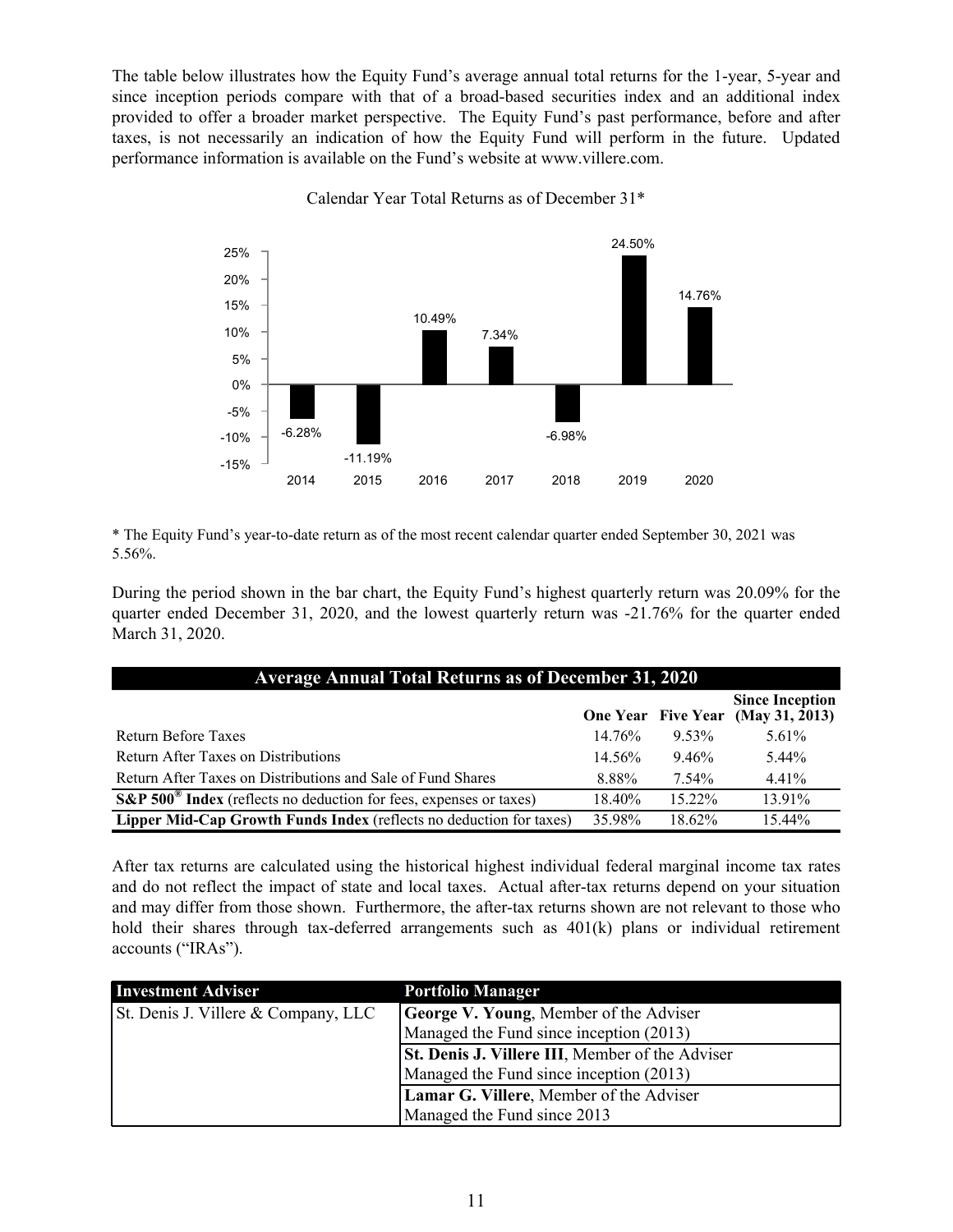The table below illustrates how the Equity Fund's average annual total returns for the 1-year, 5-year and since inception periods compare with that of a broad-based securities index and an additional index provided to offer a broader market perspective. The Equity Fund's past performance, before and after taxes, is not necessarily an indication of how the Equity Fund will perform in the future. Updated performance information is available on the Fund's website at www.villere.com.

Calendar Year Total Returns as of December 31*

| Year | Return |
|---|---|
| 2014 | -6.28% |
| 2015 | -11.19% |
| 2016 | 10.49% |
| 2017 | 7.34% |
| 2018 | -6.98% |
| 2019 | 24.50% |
| 2020 | 14.76% |

* The Equity Fund's year-to-date return as of the most recent calendar quarter ended September 30, 2021 was 5.56%.

During the period shown in the bar chart, the Equity Fund's highest quarterly return was 20.09% for the quarter ended December 31, 2020, and the lowest quarterly return was -21.76% for the quarter ended March 31, 2020.

| Average Annual Total Returns as of December 31, 2020 | One Year | Five Year | Since Inception (May 31, 2013) |
|---|---|---|---|
| Return Before Taxes | 14.76% | 9.53% | 5.61% |
| Return After Taxes on Distributions | 14.56% | 9.46% | 5.44% |
| Return After Taxes on Distributions and Sale of Fund Shares | 8.88% | 7.54% | 4.41% |
| **S&P 500® Index** (reflects no deduction for fees, expenses or taxes) | 18.40% | 15.22% | 13.91% |
| **Lipper Mid-Cap Growth Funds Index** (reflects no deduction for taxes) | 35.98% | 18.62% | 15.44% |

After tax returns are calculated using the historical highest individual federal marginal income tax rates and do not reflect the impact of state and local taxes. Actual after-tax returns depend on your situation and may differ from those shown. Furthermore, the after-tax returns shown are not relevant to those who hold their shares through tax-deferred arrangements such as 401(k) plans or individual retirement accounts ("IRAs").

| Investment Adviser | Portfolio Manager |
|---|---|
| St. Denis J. Villere & Company, LLC | **George V. Young**, Member of the Adviser<br>Managed the Fund since inception (2013) |
| | **St. Denis J. Villere III**, Member of the Adviser<br>Managed the Fund since inception (2013) |
| | **Lamar G. Villere**, Member of the Adviser<br>Managed the Fund since 2013 |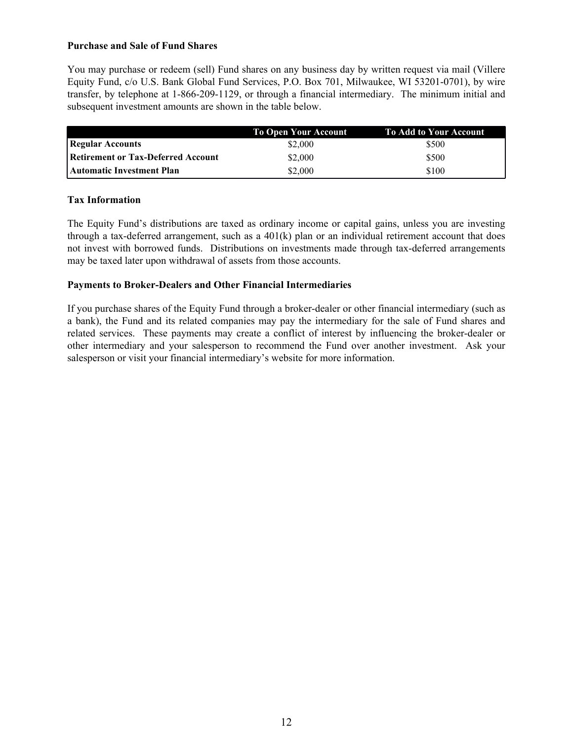**Purchase and Sale of Fund Shares**

You may purchase or redeem (sell) Fund shares on any business day by written request via mail (Villere Equity Fund, c/o U.S. Bank Global Fund Services, P.O. Box 701, Milwaukee, WI 53201-0701), by wire transfer, by telephone at 1-866-209-1129, or through a financial intermediary. The minimum initial and subsequent investment amounts are shown in the table below.

| | To Open Your Account | To Add to Your Account |
|---|---|---|
| **Regular Accounts** | $2,000 | $500 |
| **Retirement or Tax-Deferred Account** | $2,000 | $500 |
| **Automatic Investment Plan** | $2,000 | $100 |

**Tax Information**

The Equity Fund's distributions are taxed as ordinary income or capital gains, unless you are investing through a tax-deferred arrangement, such as a 401(k) plan or an individual retirement account that does not invest with borrowed funds. Distributions on investments made through tax-deferred arrangements may be taxed later upon withdrawal of assets from those accounts.

**Payments to Broker-Dealers and Other Financial Intermediaries**

If you purchase shares of the Equity Fund through a broker-dealer or other financial intermediary (such as a bank), the Fund and its related companies may pay the intermediary for the sale of Fund shares and related services. These payments may create a conflict of interest by influencing the broker-dealer or other intermediary and your salesperson to recommend the Fund over another investment. Ask your salesperson or visit your financial intermediary's website for more information.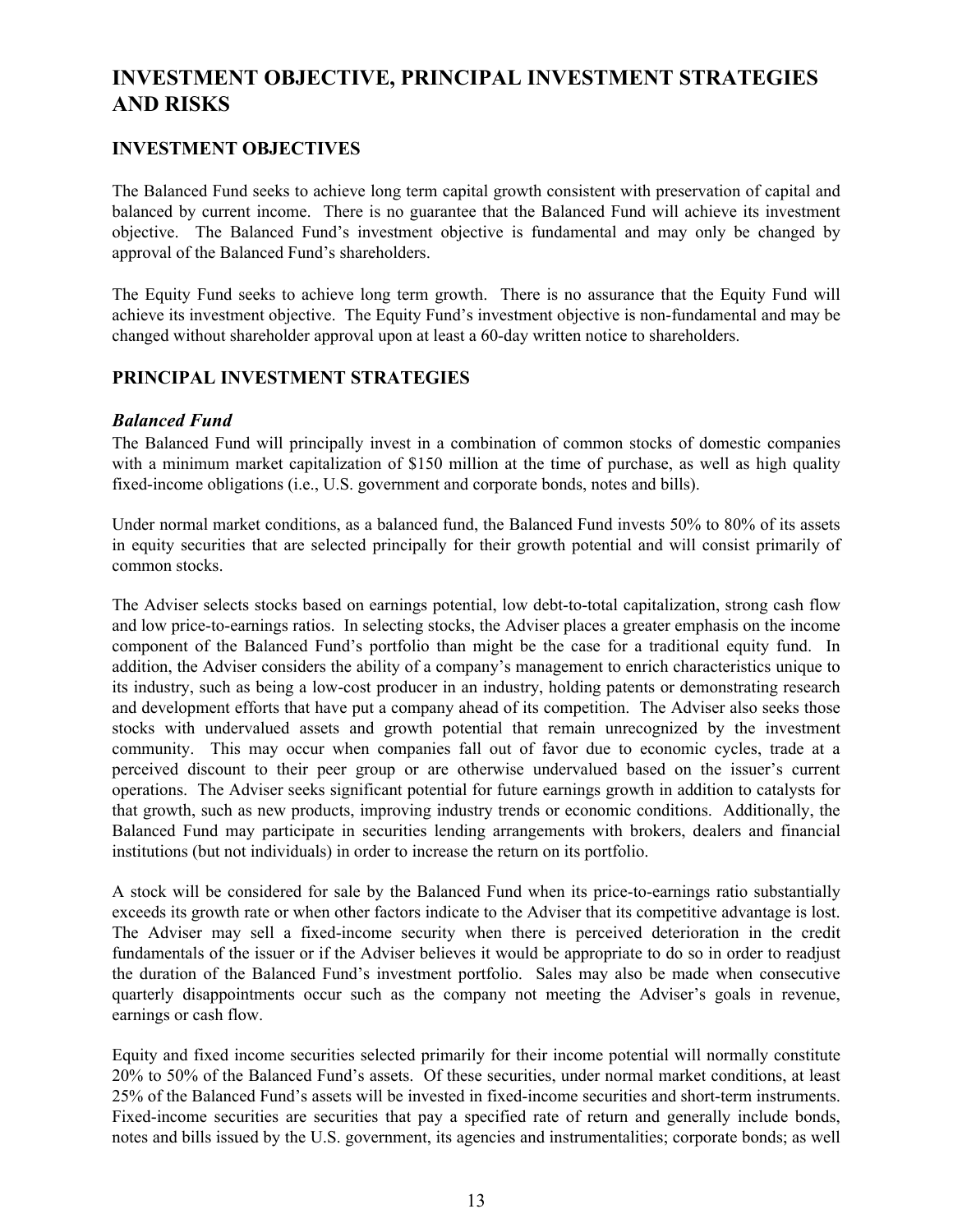# INVESTMENT OBJECTIVE, PRINCIPAL INVESTMENT STRATEGIES AND RISKS

## INVESTMENT OBJECTIVES

The Balanced Fund seeks to achieve long term capital growth consistent with preservation of capital and balanced by current income. There is no guarantee that the Balanced Fund will achieve its investment objective. The Balanced Fund's investment objective is fundamental and may only be changed by approval of the Balanced Fund's shareholders.

The Equity Fund seeks to achieve long term growth. There is no assurance that the Equity Fund will achieve its investment objective. The Equity Fund's investment objective is non-fundamental and may be changed without shareholder approval upon at least a 60-day written notice to shareholders.

## PRINCIPAL INVESTMENT STRATEGIES

### *Balanced Fund*

The Balanced Fund will principally invest in a combination of common stocks of domestic companies with a minimum market capitalization of $150 million at the time of purchase, as well as high quality fixed-income obligations (i.e., U.S. government and corporate bonds, notes and bills).

Under normal market conditions, as a balanced fund, the Balanced Fund invests 50% to 80% of its assets in equity securities that are selected principally for their growth potential and will consist primarily of common stocks.

The Adviser selects stocks based on earnings potential, low debt-to-total capitalization, strong cash flow and low price-to-earnings ratios. In selecting stocks, the Adviser places a greater emphasis on the income component of the Balanced Fund's portfolio than might be the case for a traditional equity fund. In addition, the Adviser considers the ability of a company's management to enrich characteristics unique to its industry, such as being a low-cost producer in an industry, holding patents or demonstrating research and development efforts that have put a company ahead of its competition. The Adviser also seeks those stocks with undervalued assets and growth potential that remain unrecognized by the investment community. This may occur when companies fall out of favor due to economic cycles, trade at a perceived discount to their peer group or are otherwise undervalued based on the issuer's current operations. The Adviser seeks significant potential for future earnings growth in addition to catalysts for that growth, such as new products, improving industry trends or economic conditions. Additionally, the Balanced Fund may participate in securities lending arrangements with brokers, dealers and financial institutions (but not individuals) in order to increase the return on its portfolio.

A stock will be considered for sale by the Balanced Fund when its price-to-earnings ratio substantially exceeds its growth rate or when other factors indicate to the Adviser that its competitive advantage is lost. The Adviser may sell a fixed-income security when there is perceived deterioration in the credit fundamentals of the issuer or if the Adviser believes it would be appropriate to do so in order to readjust the duration of the Balanced Fund's investment portfolio. Sales may also be made when consecutive quarterly disappointments occur such as the company not meeting the Adviser's goals in revenue, earnings or cash flow.

Equity and fixed income securities selected primarily for their income potential will normally constitute 20% to 50% of the Balanced Fund's assets. Of these securities, under normal market conditions, at least 25% of the Balanced Fund's assets will be invested in fixed-income securities and short-term instruments. Fixed-income securities are securities that pay a specified rate of return and generally include bonds, notes and bills issued by the U.S. government, its agencies and instrumentalities; corporate bonds; as well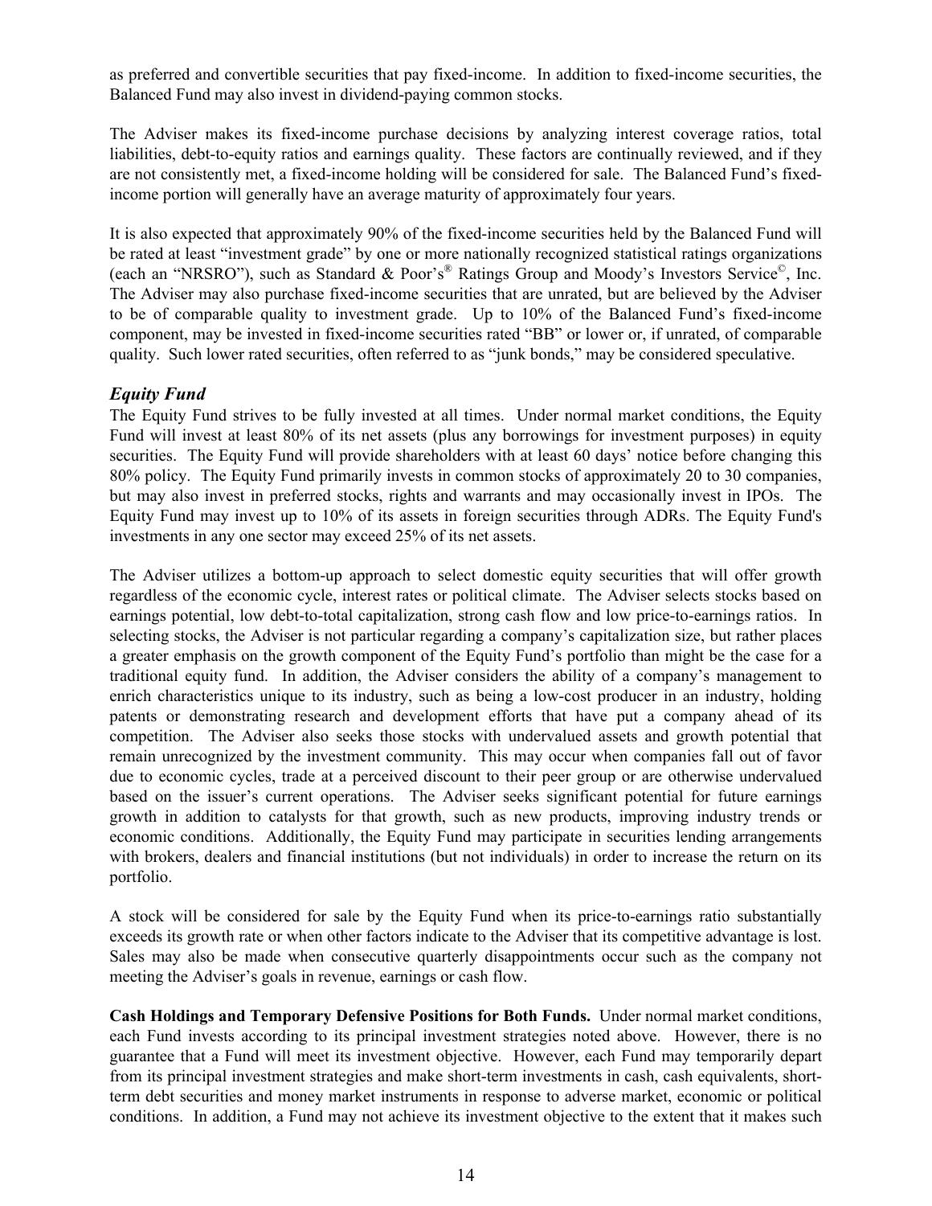as preferred and convertible securities that pay fixed-income. In addition to fixed-income securities, the Balanced Fund may also invest in dividend-paying common stocks.

The Adviser makes its fixed-income purchase decisions by analyzing interest coverage ratios, total liabilities, debt-to-equity ratios and earnings quality. These factors are continually reviewed, and if they are not consistently met, a fixed-income holding will be considered for sale. The Balanced Fund's fixed-income portion will generally have an average maturity of approximately four years.

It is also expected that approximately 90% of the fixed-income securities held by the Balanced Fund will be rated at least "investment grade" by one or more nationally recognized statistical ratings organizations (each an "NRSRO"), such as Standard & Poor's® Ratings Group and Moody's Investors Service©, Inc. The Adviser may also purchase fixed-income securities that are unrated, but are believed by the Adviser to be of comparable quality to investment grade. Up to 10% of the Balanced Fund's fixed-income component, may be invested in fixed-income securities rated "BB" or lower or, if unrated, of comparable quality. Such lower rated securities, often referred to as "junk bonds," may be considered speculative.

## *Equity Fund*

The Equity Fund strives to be fully invested at all times. Under normal market conditions, the Equity Fund will invest at least 80% of its net assets (plus any borrowings for investment purposes) in equity securities. The Equity Fund will provide shareholders with at least 60 days' notice before changing this 80% policy. The Equity Fund primarily invests in common stocks of approximately 20 to 30 companies, but may also invest in preferred stocks, rights and warrants and may occasionally invest in IPOs. The Equity Fund may invest up to 10% of its assets in foreign securities through ADRs. The Equity Fund's investments in any one sector may exceed 25% of its net assets.

The Adviser utilizes a bottom-up approach to select domestic equity securities that will offer growth regardless of the economic cycle, interest rates or political climate. The Adviser selects stocks based on earnings potential, low debt-to-total capitalization, strong cash flow and low price-to-earnings ratios. In selecting stocks, the Adviser is not particular regarding a company's capitalization size, but rather places a greater emphasis on the growth component of the Equity Fund's portfolio than might be the case for a traditional equity fund. In addition, the Adviser considers the ability of a company's management to enrich characteristics unique to its industry, such as being a low-cost producer in an industry, holding patents or demonstrating research and development efforts that have put a company ahead of its competition. The Adviser also seeks those stocks with undervalued assets and growth potential that remain unrecognized by the investment community. This may occur when companies fall out of favor due to economic cycles, trade at a perceived discount to their peer group or are otherwise undervalued based on the issuer's current operations. The Adviser seeks significant potential for future earnings growth in addition to catalysts for that growth, such as new products, improving industry trends or economic conditions. Additionally, the Equity Fund may participate in securities lending arrangements with brokers, dealers and financial institutions (but not individuals) in order to increase the return on its portfolio.

A stock will be considered for sale by the Equity Fund when its price-to-earnings ratio substantially exceeds its growth rate or when other factors indicate to the Adviser that its competitive advantage is lost. Sales may also be made when consecutive quarterly disappointments occur such as the company not meeting the Adviser's goals in revenue, earnings or cash flow.

**Cash Holdings and Temporary Defensive Positions for Both Funds.** Under normal market conditions, each Fund invests according to its principal investment strategies noted above. However, there is no guarantee that a Fund will meet its investment objective. However, each Fund may temporarily depart from its principal investment strategies and make short-term investments in cash, cash equivalents, short-term debt securities and money market instruments in response to adverse market, economic or political conditions. In addition, a Fund may not achieve its investment objective to the extent that it makes such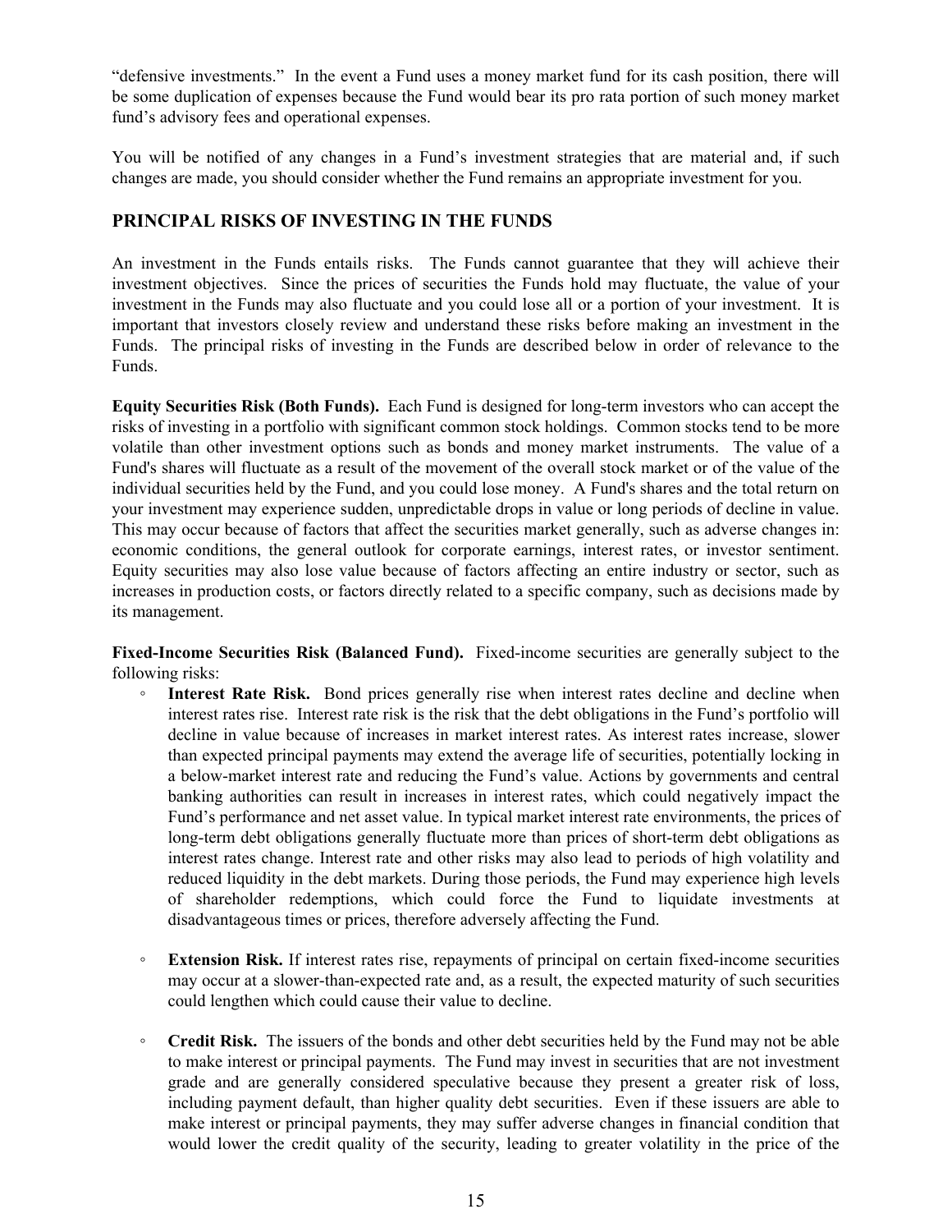"defensive investments." In the event a Fund uses a money market fund for its cash position, there will be some duplication of expenses because the Fund would bear its pro rata portion of such money market fund's advisory fees and operational expenses.

You will be notified of any changes in a Fund's investment strategies that are material and, if such changes are made, you should consider whether the Fund remains an appropriate investment for you.

## PRINCIPAL RISKS OF INVESTING IN THE FUNDS

An investment in the Funds entails risks. The Funds cannot guarantee that they will achieve their investment objectives. Since the prices of securities the Funds hold may fluctuate, the value of your investment in the Funds may also fluctuate and you could lose all or a portion of your investment. It is important that investors closely review and understand these risks before making an investment in the Funds. The principal risks of investing in the Funds are described below in order of relevance to the Funds.

**Equity Securities Risk (Both Funds).** Each Fund is designed for long-term investors who can accept the risks of investing in a portfolio with significant common stock holdings. Common stocks tend to be more volatile than other investment options such as bonds and money market instruments. The value of a Fund's shares will fluctuate as a result of the movement of the overall stock market or of the value of the individual securities held by the Fund, and you could lose money. A Fund's shares and the total return on your investment may experience sudden, unpredictable drops in value or long periods of decline in value. This may occur because of factors that affect the securities market generally, such as adverse changes in: economic conditions, the general outlook for corporate earnings, interest rates, or investor sentiment. Equity securities may also lose value because of factors affecting an entire industry or sector, such as increases in production costs, or factors directly related to a specific company, such as decisions made by its management.

**Fixed-Income Securities Risk (Balanced Fund).** Fixed-income securities are generally subject to the following risks:

- **Interest Rate Risk.** Bond prices generally rise when interest rates decline and decline when interest rates rise. Interest rate risk is the risk that the debt obligations in the Fund's portfolio will decline in value because of increases in market interest rates. As interest rates increase, slower than expected principal payments may extend the average life of securities, potentially locking in a below-market interest rate and reducing the Fund's value. Actions by governments and central banking authorities can result in increases in interest rates, which could negatively impact the Fund's performance and net asset value. In typical market interest rate environments, the prices of long-term debt obligations generally fluctuate more than prices of short-term debt obligations as interest rates change. Interest rate and other risks may also lead to periods of high volatility and reduced liquidity in the debt markets. During those periods, the Fund may experience high levels of shareholder redemptions, which could force the Fund to liquidate investments at disadvantageous times or prices, therefore adversely affecting the Fund.

- **Extension Risk.** If interest rates rise, repayments of principal on certain fixed-income securities may occur at a slower-than-expected rate and, as a result, the expected maturity of such securities could lengthen which could cause their value to decline.

- **Credit Risk.** The issuers of the bonds and other debt securities held by the Fund may not be able to make interest or principal payments. The Fund may invest in securities that are not investment grade and are generally considered speculative because they present a greater risk of loss, including payment default, than higher quality debt securities. Even if these issuers are able to make interest or principal payments, they may suffer adverse changes in financial condition that would lower the credit quality of the security, leading to greater volatility in the price of the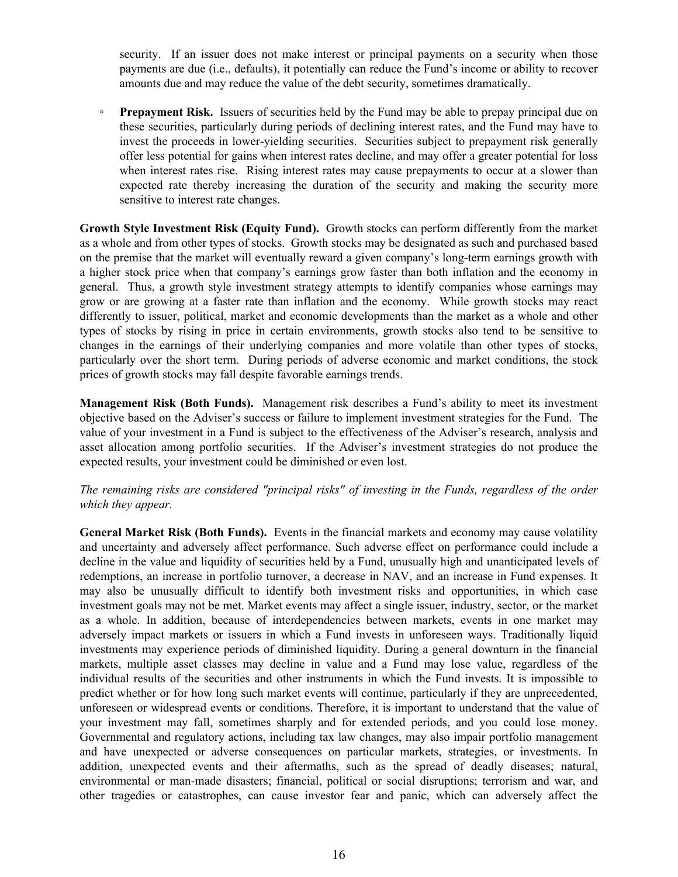security. If an issuer does not make interest or principal payments on a security when those payments are due (i.e., defaults), it potentially can reduce the Fund's income or ability to recover amounts due and may reduce the value of the debt security, sometimes dramatically.

- **Prepayment Risk.** Issuers of securities held by the Fund may be able to prepay principal due on these securities, particularly during periods of declining interest rates, and the Fund may have to invest the proceeds in lower-yielding securities. Securities subject to prepayment risk generally offer less potential for gains when interest rates decline, and may offer a greater potential for loss when interest rates rise. Rising interest rates may cause prepayments to occur at a slower than expected rate thereby increasing the duration of the security and making the security more sensitive to interest rate changes.

**Growth Style Investment Risk (Equity Fund).** Growth stocks can perform differently from the market as a whole and from other types of stocks. Growth stocks may be designated as such and purchased based on the premise that the market will eventually reward a given company's long-term earnings growth with a higher stock price when that company's earnings grow faster than both inflation and the economy in general. Thus, a growth style investment strategy attempts to identify companies whose earnings may grow or are growing at a faster rate than inflation and the economy. While growth stocks may react differently to issuer, political, market and economic developments than the market as a whole and other types of stocks by rising in price in certain environments, growth stocks also tend to be sensitive to changes in the earnings of their underlying companies and more volatile than other types of stocks, particularly over the short term. During periods of adverse economic and market conditions, the stock prices of growth stocks may fall despite favorable earnings trends.

**Management Risk (Both Funds).** Management risk describes a Fund's ability to meet its investment objective based on the Adviser's success or failure to implement investment strategies for the Fund. The value of your investment in a Fund is subject to the effectiveness of the Adviser's research, analysis and asset allocation among portfolio securities. If the Adviser's investment strategies do not produce the expected results, your investment could be diminished or even lost.

*The remaining risks are considered "principal risks" of investing in the Funds, regardless of the order which they appear.*

**General Market Risk (Both Funds).** Events in the financial markets and economy may cause volatility and uncertainty and adversely affect performance. Such adverse effect on performance could include a decline in the value and liquidity of securities held by a Fund, unusually high and unanticipated levels of redemptions, an increase in portfolio turnover, a decrease in NAV, and an increase in Fund expenses. It may also be unusually difficult to identify both investment risks and opportunities, in which case investment goals may not be met. Market events may affect a single issuer, industry, sector, or the market as a whole. In addition, because of interdependencies between markets, events in one market may adversely impact markets or issuers in which a Fund invests in unforeseen ways. Traditionally liquid investments may experience periods of diminished liquidity. During a general downturn in the financial markets, multiple asset classes may decline in value and a Fund may lose value, regardless of the individual results of the securities and other instruments in which the Fund invests. It is impossible to predict whether or for how long such market events will continue, particularly if they are unprecedented, unforeseen or widespread events or conditions. Therefore, it is important to understand that the value of your investment may fall, sometimes sharply and for extended periods, and you could lose money. Governmental and regulatory actions, including tax law changes, may also impair portfolio management and have unexpected or adverse consequences on particular markets, strategies, or investments. In addition, unexpected events and their aftermaths, such as the spread of deadly diseases; natural, environmental or man-made disasters; financial, political or social disruptions; terrorism and war, and other tragedies or catastrophes, can cause investor fear and panic, which can adversely affect the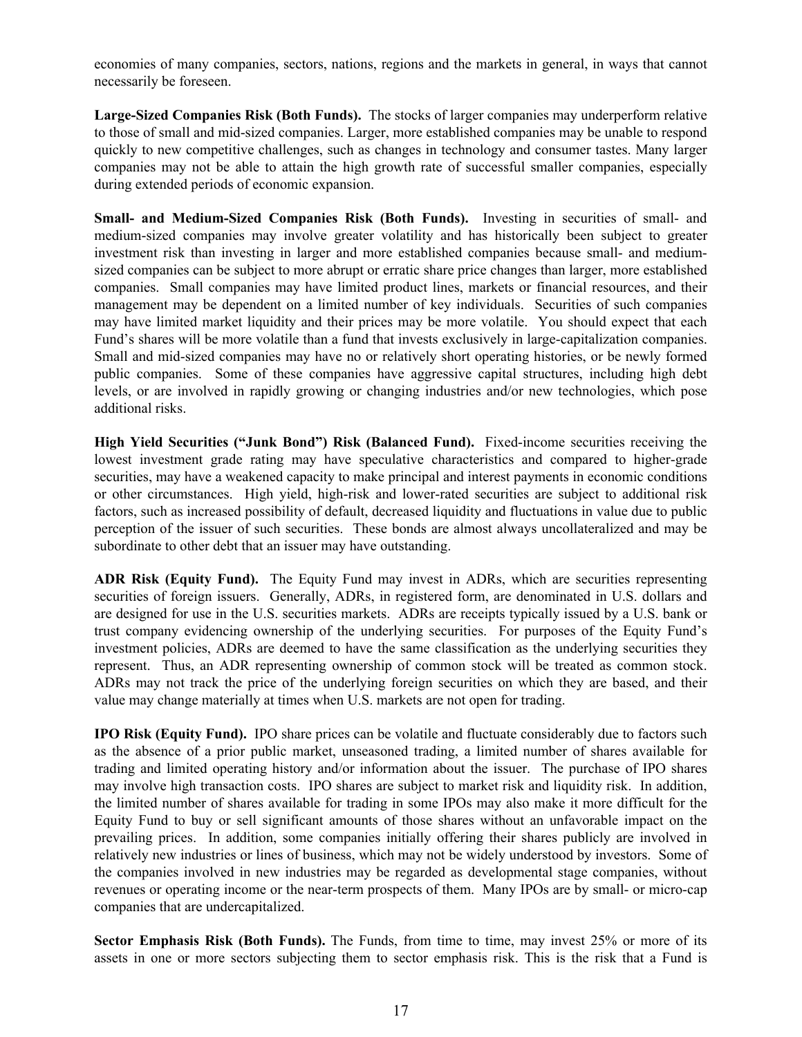economies of many companies, sectors, nations, regions and the markets in general, in ways that cannot necessarily be foreseen.

**Large-Sized Companies Risk (Both Funds).** The stocks of larger companies may underperform relative to those of small and mid-sized companies. Larger, more established companies may be unable to respond quickly to new competitive challenges, such as changes in technology and consumer tastes. Many larger companies may not be able to attain the high growth rate of successful smaller companies, especially during extended periods of economic expansion.

**Small- and Medium-Sized Companies Risk (Both Funds).** Investing in securities of small- and medium-sized companies may involve greater volatility and has historically been subject to greater investment risk than investing in larger and more established companies because small- and medium-sized companies can be subject to more abrupt or erratic share price changes than larger, more established companies. Small companies may have limited product lines, markets or financial resources, and their management may be dependent on a limited number of key individuals. Securities of such companies may have limited market liquidity and their prices may be more volatile. You should expect that each Fund's shares will be more volatile than a fund that invests exclusively in large-capitalization companies. Small and mid-sized companies may have no or relatively short operating histories, or be newly formed public companies. Some of these companies have aggressive capital structures, including high debt levels, or are involved in rapidly growing or changing industries and/or new technologies, which pose additional risks.

**High Yield Securities ("Junk Bond") Risk (Balanced Fund).** Fixed-income securities receiving the lowest investment grade rating may have speculative characteristics and compared to higher-grade securities, may have a weakened capacity to make principal and interest payments in economic conditions or other circumstances. High yield, high-risk and lower-rated securities are subject to additional risk factors, such as increased possibility of default, decreased liquidity and fluctuations in value due to public perception of the issuer of such securities. These bonds are almost always uncollateralized and may be subordinate to other debt that an issuer may have outstanding.

**ADR Risk (Equity Fund).** The Equity Fund may invest in ADRs, which are securities representing securities of foreign issuers. Generally, ADRs, in registered form, are denominated in U.S. dollars and are designed for use in the U.S. securities markets. ADRs are receipts typically issued by a U.S. bank or trust company evidencing ownership of the underlying securities. For purposes of the Equity Fund's investment policies, ADRs are deemed to have the same classification as the underlying securities they represent. Thus, an ADR representing ownership of common stock will be treated as common stock. ADRs may not track the price of the underlying foreign securities on which they are based, and their value may change materially at times when U.S. markets are not open for trading.

**IPO Risk (Equity Fund).** IPO share prices can be volatile and fluctuate considerably due to factors such as the absence of a prior public market, unseasoned trading, a limited number of shares available for trading and limited operating history and/or information about the issuer. The purchase of IPO shares may involve high transaction costs. IPO shares are subject to market risk and liquidity risk. In addition, the limited number of shares available for trading in some IPOs may also make it more difficult for the Equity Fund to buy or sell significant amounts of those shares without an unfavorable impact on the prevailing prices. In addition, some companies initially offering their shares publicly are involved in relatively new industries or lines of business, which may not be widely understood by investors. Some of the companies involved in new industries may be regarded as developmental stage companies, without revenues or operating income or the near-term prospects of them. Many IPOs are by small- or micro-cap companies that are undercapitalized.

**Sector Emphasis Risk (Both Funds).** The Funds, from time to time, may invest 25% or more of its assets in one or more sectors subjecting them to sector emphasis risk. This is the risk that a Fund is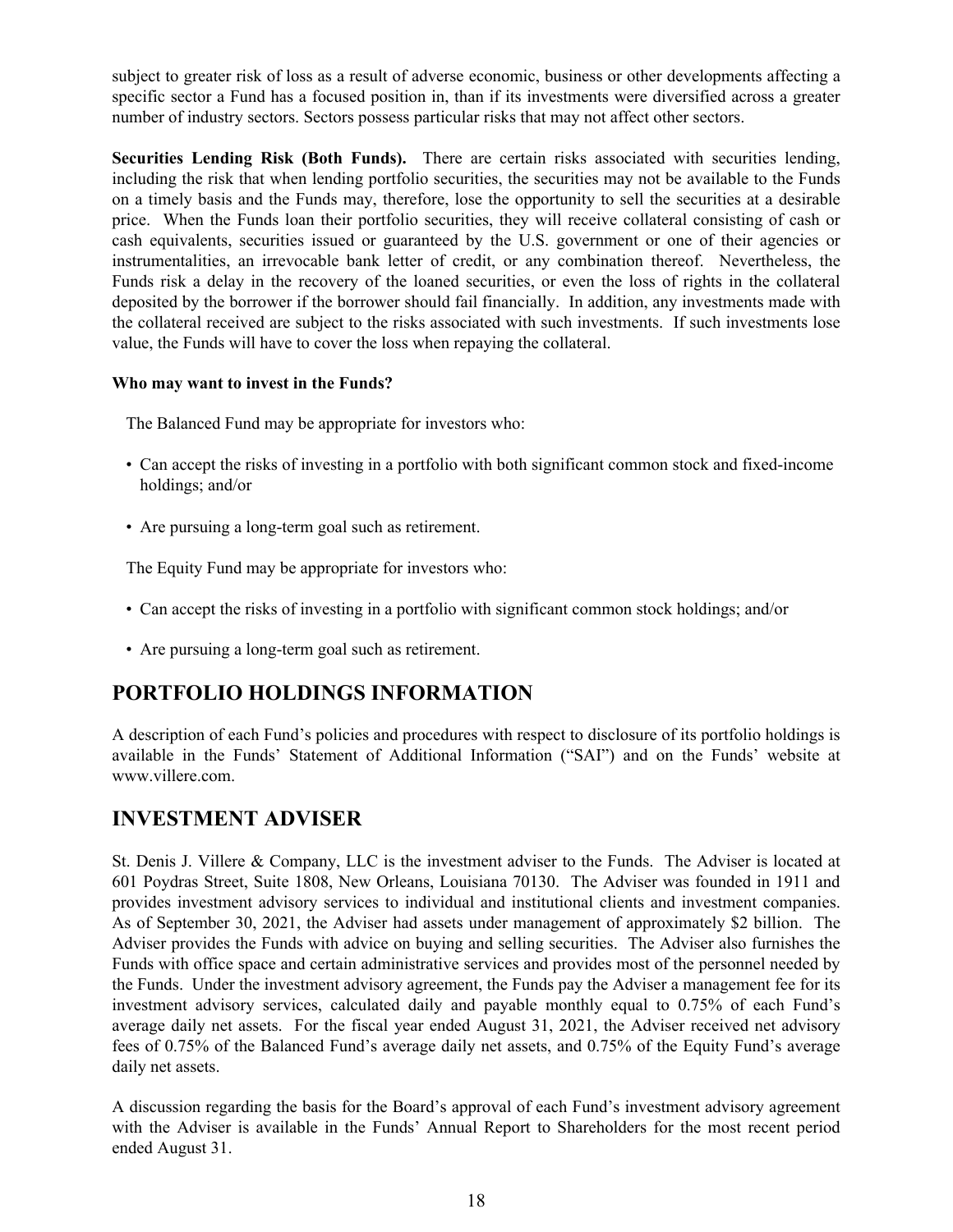subject to greater risk of loss as a result of adverse economic, business or other developments affecting a specific sector a Fund has a focused position in, than if its investments were diversified across a greater number of industry sectors. Sectors possess particular risks that may not affect other sectors.

**Securities Lending Risk (Both Funds).** There are certain risks associated with securities lending, including the risk that when lending portfolio securities, the securities may not be available to the Funds on a timely basis and the Funds may, therefore, lose the opportunity to sell the securities at a desirable price. When the Funds loan their portfolio securities, they will receive collateral consisting of cash or cash equivalents, securities issued or guaranteed by the U.S. government or one of their agencies or instrumentalities, an irrevocable bank letter of credit, or any combination thereof. Nevertheless, the Funds risk a delay in the recovery of the loaned securities, or even the loss of rights in the collateral deposited by the borrower if the borrower should fail financially. In addition, any investments made with the collateral received are subject to the risks associated with such investments. If such investments lose value, the Funds will have to cover the loss when repaying the collateral.

**Who may want to invest in the Funds?**

The Balanced Fund may be appropriate for investors who:

- Can accept the risks of investing in a portfolio with both significant common stock and fixed-income holdings; and/or
- Are pursuing a long-term goal such as retirement.

The Equity Fund may be appropriate for investors who:

- Can accept the risks of investing in a portfolio with significant common stock holdings; and/or
- Are pursuing a long-term goal such as retirement.

## PORTFOLIO HOLDINGS INFORMATION

A description of each Fund's policies and procedures with respect to disclosure of its portfolio holdings is available in the Funds' Statement of Additional Information ("SAI") and on the Funds' website at www.villere.com.

## INVESTMENT ADVISER

St. Denis J. Villere & Company, LLC is the investment adviser to the Funds. The Adviser is located at 601 Poydras Street, Suite 1808, New Orleans, Louisiana 70130. The Adviser was founded in 1911 and provides investment advisory services to individual and institutional clients and investment companies. As of September 30, 2021, the Adviser had assets under management of approximately $2 billion. The Adviser provides the Funds with advice on buying and selling securities. The Adviser also furnishes the Funds with office space and certain administrative services and provides most of the personnel needed by the Funds. Under the investment advisory agreement, the Funds pay the Adviser a management fee for its investment advisory services, calculated daily and payable monthly equal to 0.75% of each Fund's average daily net assets. For the fiscal year ended August 31, 2021, the Adviser received net advisory fees of 0.75% of the Balanced Fund's average daily net assets, and 0.75% of the Equity Fund's average daily net assets.

A discussion regarding the basis for the Board's approval of each Fund's investment advisory agreement with the Adviser is available in the Funds' Annual Report to Shareholders for the most recent period ended August 31.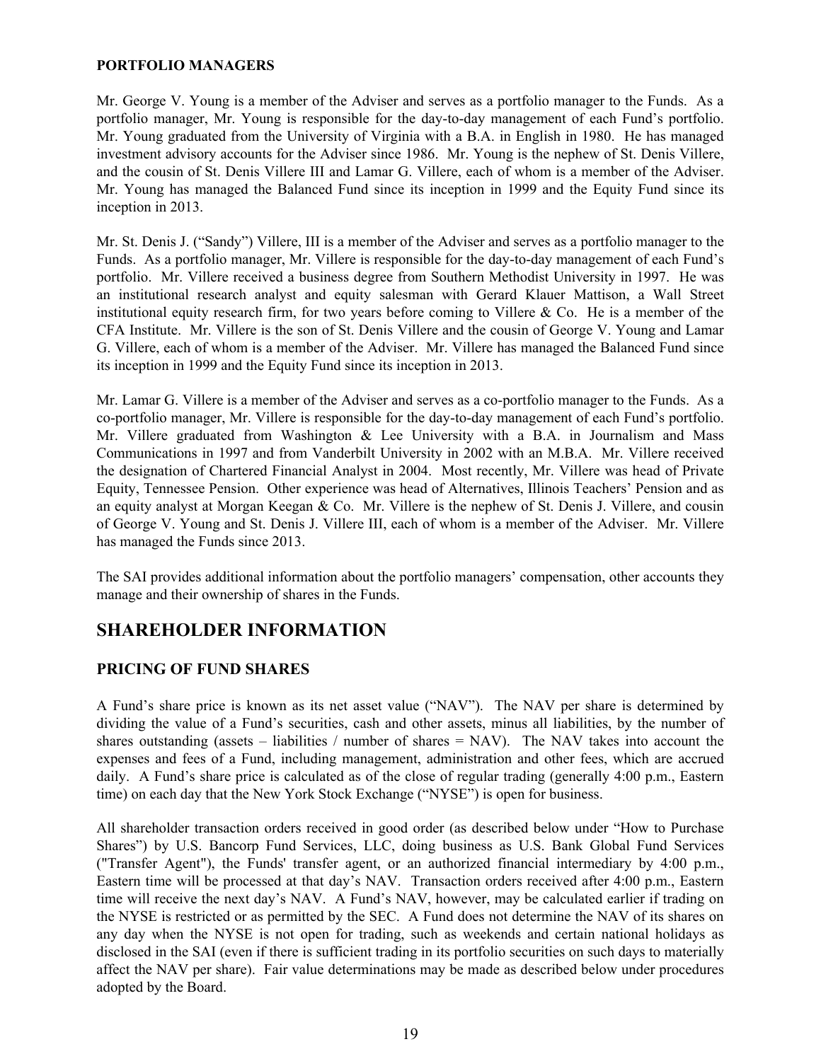### PORTFOLIO MANAGERS

Mr. George V. Young is a member of the Adviser and serves as a portfolio manager to the Funds. As a portfolio manager, Mr. Young is responsible for the day-to-day management of each Fund's portfolio. Mr. Young graduated from the University of Virginia with a B.A. in English in 1980. He has managed investment advisory accounts for the Adviser since 1986. Mr. Young is the nephew of St. Denis Villere, and the cousin of St. Denis Villere III and Lamar G. Villere, each of whom is a member of the Adviser. Mr. Young has managed the Balanced Fund since its inception in 1999 and the Equity Fund since its inception in 2013.

Mr. St. Denis J. ("Sandy") Villere, III is a member of the Adviser and serves as a portfolio manager to the Funds. As a portfolio manager, Mr. Villere is responsible for the day-to-day management of each Fund's portfolio. Mr. Villere received a business degree from Southern Methodist University in 1997. He was an institutional research analyst and equity salesman with Gerard Klauer Mattison, a Wall Street institutional equity research firm, for two years before coming to Villere & Co. He is a member of the CFA Institute. Mr. Villere is the son of St. Denis Villere and the cousin of George V. Young and Lamar G. Villere, each of whom is a member of the Adviser. Mr. Villere has managed the Balanced Fund since its inception in 1999 and the Equity Fund since its inception in 2013.

Mr. Lamar G. Villere is a member of the Adviser and serves as a co-portfolio manager to the Funds. As a co-portfolio manager, Mr. Villere is responsible for the day-to-day management of each Fund's portfolio. Mr. Villere graduated from Washington & Lee University with a B.A. in Journalism and Mass Communications in 1997 and from Vanderbilt University in 2002 with an M.B.A. Mr. Villere received the designation of Chartered Financial Analyst in 2004. Most recently, Mr. Villere was head of Private Equity, Tennessee Pension. Other experience was head of Alternatives, Illinois Teachers' Pension and as an equity analyst at Morgan Keegan & Co. Mr. Villere is the nephew of St. Denis J. Villere, and cousin of George V. Young and St. Denis J. Villere III, each of whom is a member of the Adviser. Mr. Villere has managed the Funds since 2013.

The SAI provides additional information about the portfolio managers' compensation, other accounts they manage and their ownership of shares in the Funds.

## SHAREHOLDER INFORMATION

### PRICING OF FUND SHARES

A Fund's share price is known as its net asset value ("NAV"). The NAV per share is determined by dividing the value of a Fund's securities, cash and other assets, minus all liabilities, by the number of shares outstanding (assets – liabilities / number of shares = NAV). The NAV takes into account the expenses and fees of a Fund, including management, administration and other fees, which are accrued daily. A Fund's share price is calculated as of the close of regular trading (generally 4:00 p.m., Eastern time) on each day that the New York Stock Exchange ("NYSE") is open for business.

All shareholder transaction orders received in good order (as described below under "How to Purchase Shares") by U.S. Bancorp Fund Services, LLC, doing business as U.S. Bank Global Fund Services ("Transfer Agent"), the Funds' transfer agent, or an authorized financial intermediary by 4:00 p.m., Eastern time will be processed at that day's NAV. Transaction orders received after 4:00 p.m., Eastern time will receive the next day's NAV. A Fund's NAV, however, may be calculated earlier if trading on the NYSE is restricted or as permitted by the SEC. A Fund does not determine the NAV of its shares on any day when the NYSE is not open for trading, such as weekends and certain national holidays as disclosed in the SAI (even if there is sufficient trading in its portfolio securities on such days to materially affect the NAV per share). Fair value determinations may be made as described below under procedures adopted by the Board.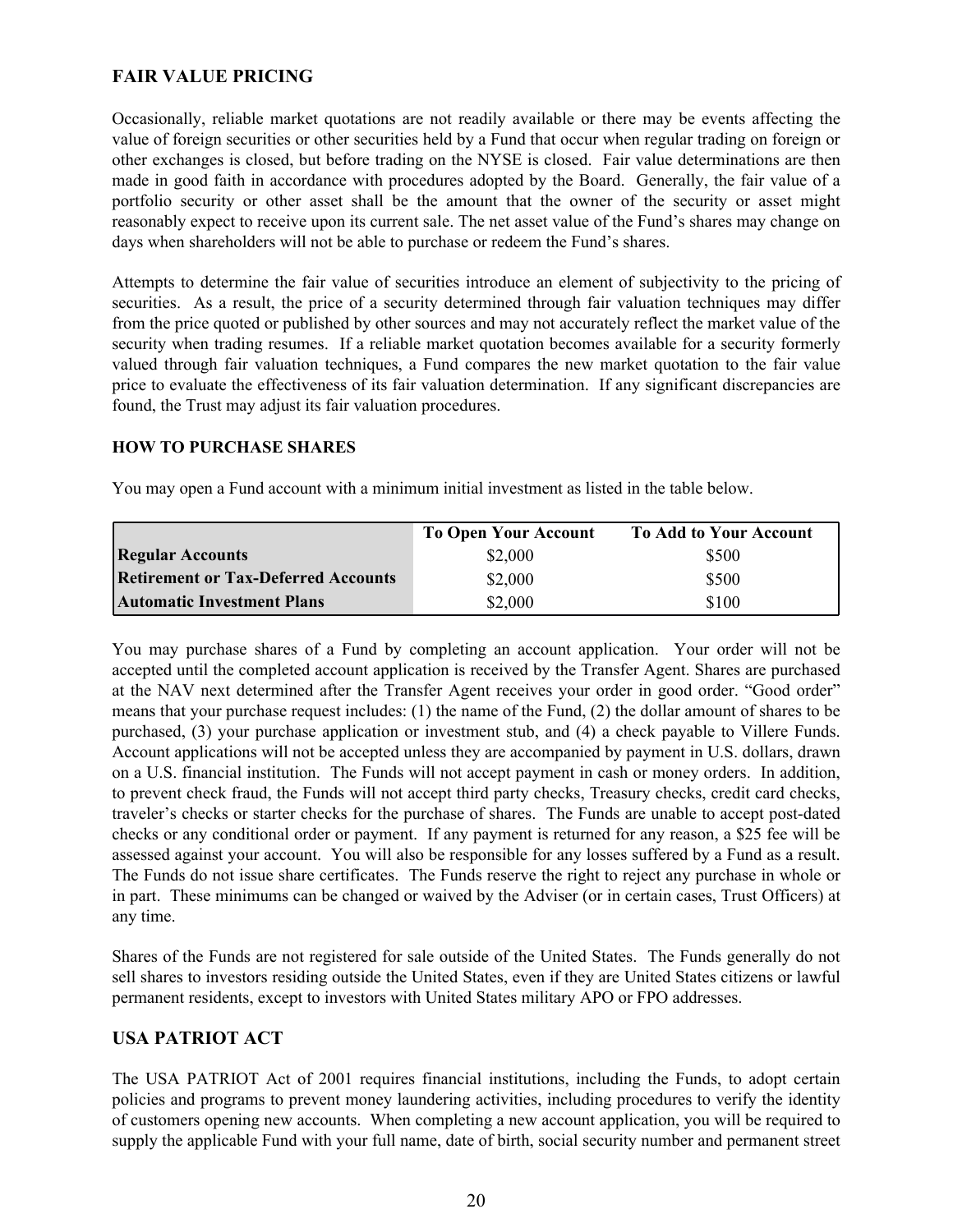## FAIR VALUE PRICING

Occasionally, reliable market quotations are not readily available or there may be events affecting the value of foreign securities or other securities held by a Fund that occur when regular trading on foreign or other exchanges is closed, but before trading on the NYSE is closed. Fair value determinations are then made in good faith in accordance with procedures adopted by the Board. Generally, the fair value of a portfolio security or other asset shall be the amount that the owner of the security or asset might reasonably expect to receive upon its current sale. The net asset value of the Fund's shares may change on days when shareholders will not be able to purchase or redeem the Fund's shares.

Attempts to determine the fair value of securities introduce an element of subjectivity to the pricing of securities. As a result, the price of a security determined through fair valuation techniques may differ from the price quoted or published by other sources and may not accurately reflect the market value of the security when trading resumes. If a reliable market quotation becomes available for a security formerly valued through fair valuation techniques, a Fund compares the new market quotation to the fair value price to evaluate the effectiveness of its fair valuation determination. If any significant discrepancies are found, the Trust may adjust its fair valuation procedures.

### HOW TO PURCHASE SHARES

You may open a Fund account with a minimum initial investment as listed in the table below.

| | To Open Your Account | To Add to Your Account |
|---|---|---|
| **Regular Accounts** | $2,000 | $500 |
| **Retirement or Tax-Deferred Accounts** | $2,000 | $500 |
| **Automatic Investment Plans** | $2,000 | $100 |

You may purchase shares of a Fund by completing an account application. Your order will not be accepted until the completed account application is received by the Transfer Agent. Shares are purchased at the NAV next determined after the Transfer Agent receives your order in good order. "Good order" means that your purchase request includes: (1) the name of the Fund, (2) the dollar amount of shares to be purchased, (3) your purchase application or investment stub, and (4) a check payable to Villere Funds. Account applications will not be accepted unless they are accompanied by payment in U.S. dollars, drawn on a U.S. financial institution. The Funds will not accept payment in cash or money orders. In addition, to prevent check fraud, the Funds will not accept third party checks, Treasury checks, credit card checks, traveler's checks or starter checks for the purchase of shares. The Funds are unable to accept post-dated checks or any conditional order or payment. If any payment is returned for any reason, a $25 fee will be assessed against your account. You will also be responsible for any losses suffered by a Fund as a result. The Funds do not issue share certificates. The Funds reserve the right to reject any purchase in whole or in part. These minimums can be changed or waived by the Adviser (or in certain cases, Trust Officers) at any time.

Shares of the Funds are not registered for sale outside of the United States. The Funds generally do not sell shares to investors residing outside the United States, even if they are United States citizens or lawful permanent residents, except to investors with United States military APO or FPO addresses.

## USA PATRIOT ACT

The USA PATRIOT Act of 2001 requires financial institutions, including the Funds, to adopt certain policies and programs to prevent money laundering activities, including procedures to verify the identity of customers opening new accounts. When completing a new account application, you will be required to supply the applicable Fund with your full name, date of birth, social security number and permanent street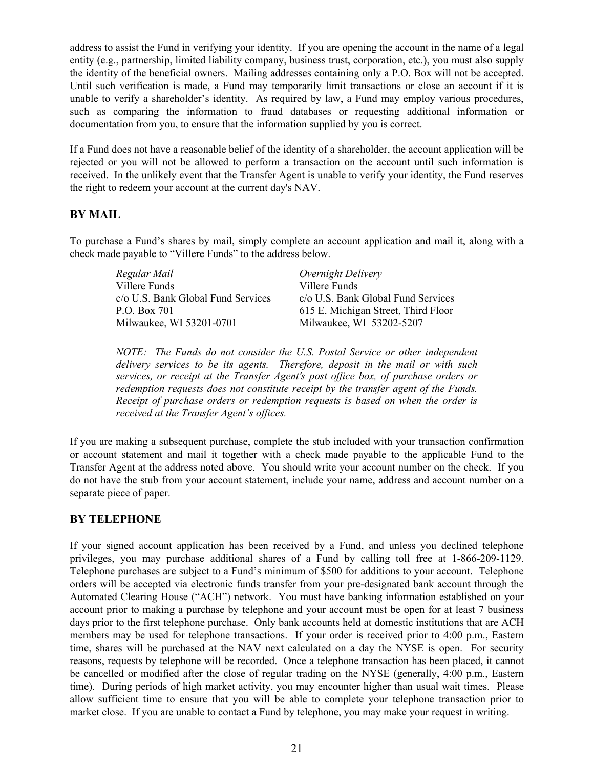address to assist the Fund in verifying your identity. If you are opening the account in the name of a legal entity (e.g., partnership, limited liability company, business trust, corporation, etc.), you must also supply the identity of the beneficial owners. Mailing addresses containing only a P.O. Box will not be accepted. Until such verification is made, a Fund may temporarily limit transactions or close an account if it is unable to verify a shareholder's identity. As required by law, a Fund may employ various procedures, such as comparing the information to fraud databases or requesting additional information or documentation from you, to ensure that the information supplied by you is correct.

If a Fund does not have a reasonable belief of the identity of a shareholder, the account application will be rejected or you will not be allowed to perform a transaction on the account until such information is received. In the unlikely event that the Transfer Agent is unable to verify your identity, the Fund reserves the right to redeem your account at the current day's NAV.

## BY MAIL

To purchase a Fund's shares by mail, simply complete an account application and mail it, along with a check made payable to "Villere Funds" to the address below.

| *Regular Mail* | *Overnight Delivery* |
|---|---|
| Villere Funds | Villere Funds |
| c/o U.S. Bank Global Fund Services | c/o U.S. Bank Global Fund Services |
| P.O. Box 701 | 615 E. Michigan Street, Third Floor |
| Milwaukee, WI 53201-0701 | Milwaukee, WI 53202-5207 |

*NOTE: The Funds do not consider the U.S. Postal Service or other independent delivery services to be its agents. Therefore, deposit in the mail or with such services, or receipt at the Transfer Agent's post office box, of purchase orders or redemption requests does not constitute receipt by the transfer agent of the Funds. Receipt of purchase orders or redemption requests is based on when the order is received at the Transfer Agent's offices.*

If you are making a subsequent purchase, complete the stub included with your transaction confirmation or account statement and mail it together with a check made payable to the applicable Fund to the Transfer Agent at the address noted above. You should write your account number on the check. If you do not have the stub from your account statement, include your name, address and account number on a separate piece of paper.

## BY TELEPHONE

If your signed account application has been received by a Fund, and unless you declined telephone privileges, you may purchase additional shares of a Fund by calling toll free at 1-866-209-1129. Telephone purchases are subject to a Fund's minimum of $500 for additions to your account. Telephone orders will be accepted via electronic funds transfer from your pre-designated bank account through the Automated Clearing House ("ACH") network. You must have banking information established on your account prior to making a purchase by telephone and your account must be open for at least 7 business days prior to the first telephone purchase. Only bank accounts held at domestic institutions that are ACH members may be used for telephone transactions. If your order is received prior to 4:00 p.m., Eastern time, shares will be purchased at the NAV next calculated on a day the NYSE is open. For security reasons, requests by telephone will be recorded. Once a telephone transaction has been placed, it cannot be cancelled or modified after the close of regular trading on the NYSE (generally, 4:00 p.m., Eastern time). During periods of high market activity, you may encounter higher than usual wait times. Please allow sufficient time to ensure that you will be able to complete your telephone transaction prior to market close. If you are unable to contact a Fund by telephone, you may make your request in writing.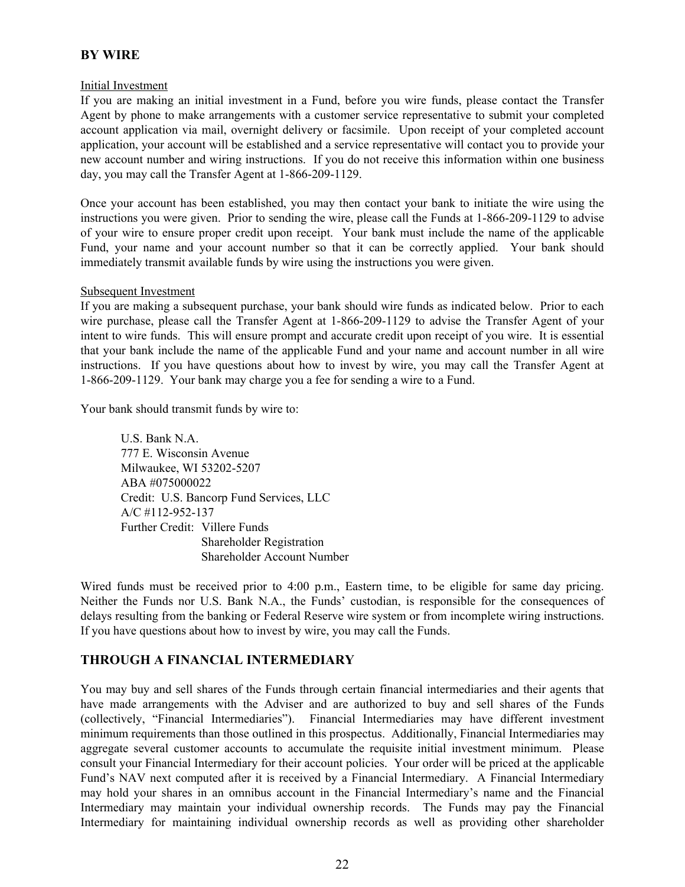### BY WIRE

Initial Investment
If you are making an initial investment in a Fund, before you wire funds, please contact the Transfer Agent by phone to make arrangements with a customer service representative to submit your completed account application via mail, overnight delivery or facsimile. Upon receipt of your completed account application, your account will be established and a service representative will contact you to provide your new account number and wiring instructions. If you do not receive this information within one business day, you may call the Transfer Agent at 1-866-209-1129.

Once your account has been established, you may then contact your bank to initiate the wire using the instructions you were given. Prior to sending the wire, please call the Funds at 1-866-209-1129 to advise of your wire to ensure proper credit upon receipt. Your bank must include the name of the applicable Fund, your name and your account number so that it can be correctly applied. Your bank should immediately transmit available funds by wire using the instructions you were given.

Subsequent Investment
If you are making a subsequent purchase, your bank should wire funds as indicated below. Prior to each wire purchase, please call the Transfer Agent at 1-866-209-1129 to advise the Transfer Agent of your intent to wire funds. This will ensure prompt and accurate credit upon receipt of you wire. It is essential that your bank include the name of the applicable Fund and your name and account number in all wire instructions. If you have questions about how to invest by wire, you may call the Transfer Agent at 1-866-209-1129. Your bank may charge you a fee for sending a wire to a Fund.

Your bank should transmit funds by wire to:

U.S. Bank N.A.
777 E. Wisconsin Avenue
Milwaukee, WI 53202-5207
ABA #075000022
Credit: U.S. Bancorp Fund Services, LLC
A/C #112-952-137
Further Credit: Villere Funds
Shareholder Registration
Shareholder Account Number

Wired funds must be received prior to 4:00 p.m., Eastern time, to be eligible for same day pricing. Neither the Funds nor U.S. Bank N.A., the Funds' custodian, is responsible for the consequences of delays resulting from the banking or Federal Reserve wire system or from incomplete wiring instructions. If you have questions about how to invest by wire, you may call the Funds.

### THROUGH A FINANCIAL INTERMEDIARY

You may buy and sell shares of the Funds through certain financial intermediaries and their agents that have made arrangements with the Adviser and are authorized to buy and sell shares of the Funds (collectively, "Financial Intermediaries"). Financial Intermediaries may have different investment minimum requirements than those outlined in this prospectus. Additionally, Financial Intermediaries may aggregate several customer accounts to accumulate the requisite initial investment minimum. Please consult your Financial Intermediary for their account policies. Your order will be priced at the applicable Fund's NAV next computed after it is received by a Financial Intermediary. A Financial Intermediary may hold your shares in an omnibus account in the Financial Intermediary's name and the Financial Intermediary may maintain your individual ownership records. The Funds may pay the Financial Intermediary for maintaining individual ownership records as well as providing other shareholder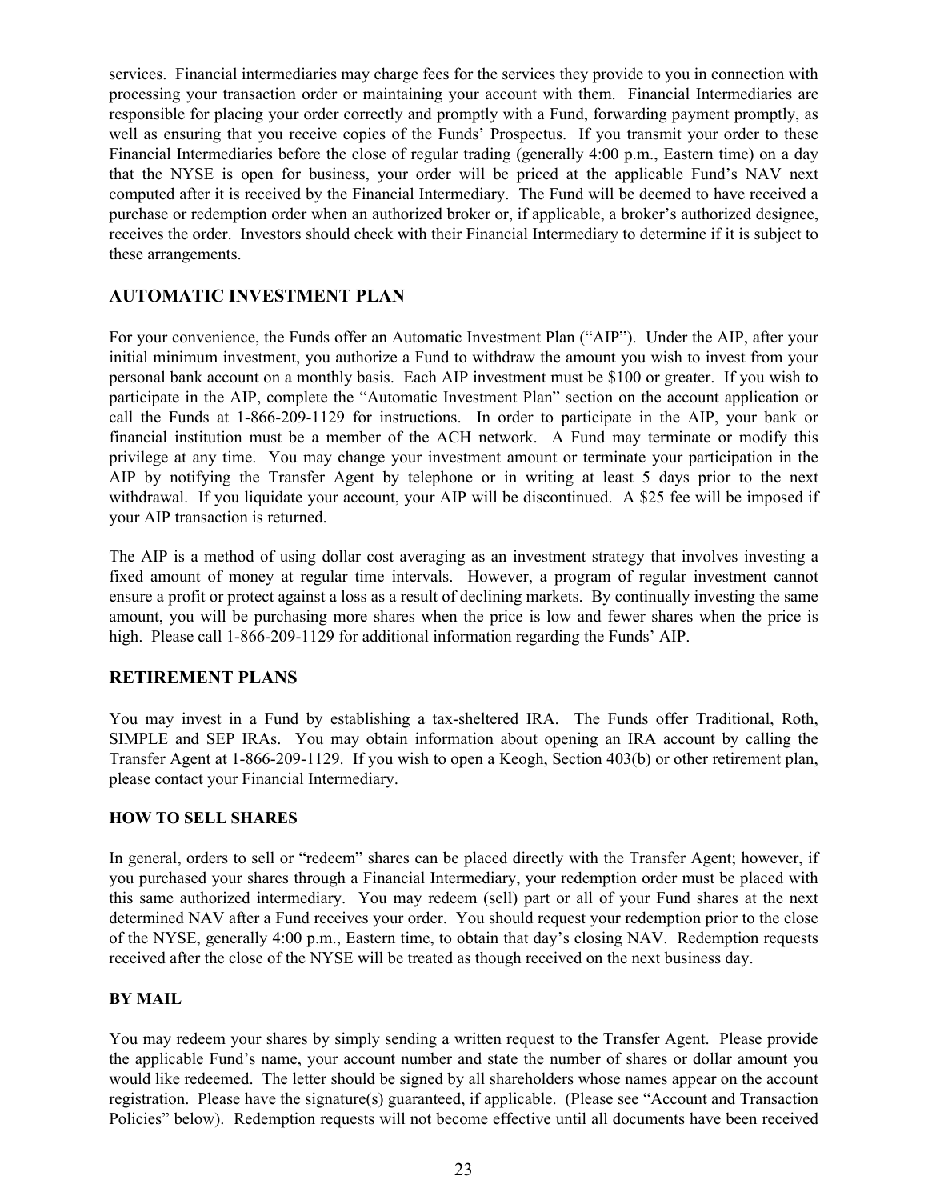services. Financial intermediaries may charge fees for the services they provide to you in connection with processing your transaction order or maintaining your account with them. Financial Intermediaries are responsible for placing your order correctly and promptly with a Fund, forwarding payment promptly, as well as ensuring that you receive copies of the Funds' Prospectus. If you transmit your order to these Financial Intermediaries before the close of regular trading (generally 4:00 p.m., Eastern time) on a day that the NYSE is open for business, your order will be priced at the applicable Fund's NAV next computed after it is received by the Financial Intermediary. The Fund will be deemed to have received a purchase or redemption order when an authorized broker or, if applicable, a broker's authorized designee, receives the order. Investors should check with their Financial Intermediary to determine if it is subject to these arrangements.

## AUTOMATIC INVESTMENT PLAN

For your convenience, the Funds offer an Automatic Investment Plan ("AIP"). Under the AIP, after your initial minimum investment, you authorize a Fund to withdraw the amount you wish to invest from your personal bank account on a monthly basis. Each AIP investment must be $100 or greater. If you wish to participate in the AIP, complete the "Automatic Investment Plan" section on the account application or call the Funds at 1-866-209-1129 for instructions. In order to participate in the AIP, your bank or financial institution must be a member of the ACH network. A Fund may terminate or modify this privilege at any time. You may change your investment amount or terminate your participation in the AIP by notifying the Transfer Agent by telephone or in writing at least 5 days prior to the next withdrawal. If you liquidate your account, your AIP will be discontinued. A $25 fee will be imposed if your AIP transaction is returned.

The AIP is a method of using dollar cost averaging as an investment strategy that involves investing a fixed amount of money at regular time intervals. However, a program of regular investment cannot ensure a profit or protect against a loss as a result of declining markets. By continually investing the same amount, you will be purchasing more shares when the price is low and fewer shares when the price is high. Please call 1-866-209-1129 for additional information regarding the Funds' AIP.

## RETIREMENT PLANS

You may invest in a Fund by establishing a tax-sheltered IRA. The Funds offer Traditional, Roth, SIMPLE and SEP IRAs. You may obtain information about opening an IRA account by calling the Transfer Agent at 1-866-209-1129. If you wish to open a Keogh, Section 403(b) or other retirement plan, please contact your Financial Intermediary.

### HOW TO SELL SHARES

In general, orders to sell or "redeem" shares can be placed directly with the Transfer Agent; however, if you purchased your shares through a Financial Intermediary, your redemption order must be placed with this same authorized intermediary. You may redeem (sell) part or all of your Fund shares at the next determined NAV after a Fund receives your order. You should request your redemption prior to the close of the NYSE, generally 4:00 p.m., Eastern time, to obtain that day's closing NAV. Redemption requests received after the close of the NYSE will be treated as though received on the next business day.

### BY MAIL

You may redeem your shares by simply sending a written request to the Transfer Agent. Please provide the applicable Fund's name, your account number and state the number of shares or dollar amount you would like redeemed. The letter should be signed by all shareholders whose names appear on the account registration. Please have the signature(s) guaranteed, if applicable. (Please see "Account and Transaction Policies" below). Redemption requests will not become effective until all documents have been received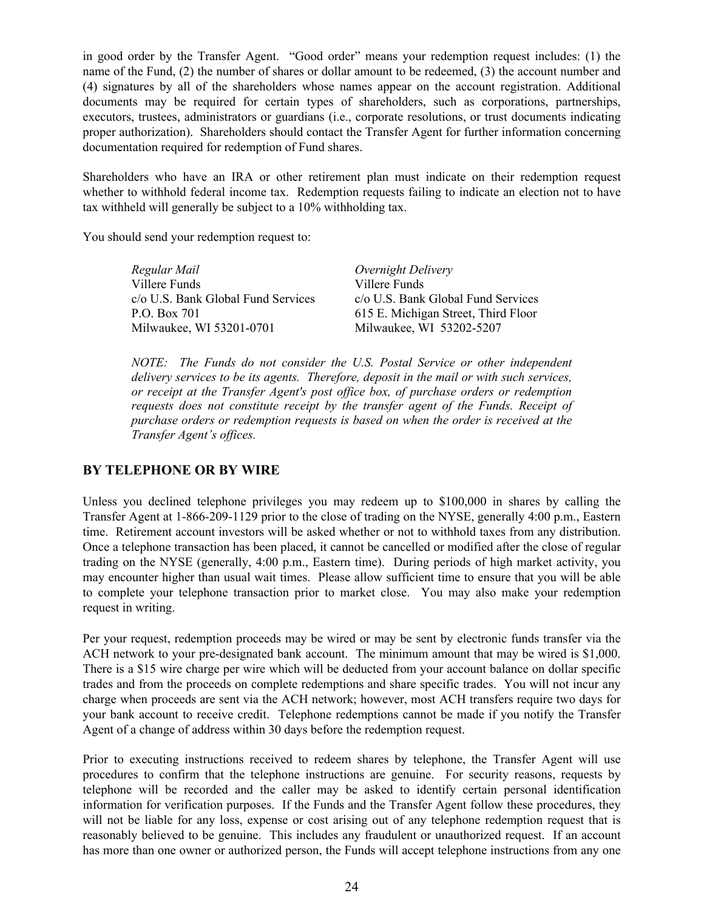in good order by the Transfer Agent. "Good order" means your redemption request includes: (1) the name of the Fund, (2) the number of shares or dollar amount to be redeemed, (3) the account number and (4) signatures by all of the shareholders whose names appear on the account registration. Additional documents may be required for certain types of shareholders, such as corporations, partnerships, executors, trustees, administrators or guardians (i.e., corporate resolutions, or trust documents indicating proper authorization). Shareholders should contact the Transfer Agent for further information concerning documentation required for redemption of Fund shares.

Shareholders who have an IRA or other retirement plan must indicate on their redemption request whether to withhold federal income tax. Redemption requests failing to indicate an election not to have tax withheld will generally be subject to a 10% withholding tax.

You should send your redemption request to:

*Regular Mail*
Villere Funds
c/o U.S. Bank Global Fund Services
P.O. Box 701
Milwaukee, WI 53201-0701

*Overnight Delivery*
Villere Funds
c/o U.S. Bank Global Fund Services
615 E. Michigan Street, Third Floor
Milwaukee, WI 53202-5207

*NOTE: The Funds do not consider the U.S. Postal Service or other independent delivery services to be its agents. Therefore, deposit in the mail or with such services, or receipt at the Transfer Agent's post office box, of purchase orders or redemption requests does not constitute receipt by the transfer agent of the Funds. Receipt of purchase orders or redemption requests is based on when the order is received at the Transfer Agent's offices.*

## BY TELEPHONE OR BY WIRE

Unless you declined telephone privileges you may redeem up to $100,000 in shares by calling the Transfer Agent at 1-866-209-1129 prior to the close of trading on the NYSE, generally 4:00 p.m., Eastern time. Retirement account investors will be asked whether or not to withhold taxes from any distribution. Once a telephone transaction has been placed, it cannot be cancelled or modified after the close of regular trading on the NYSE (generally, 4:00 p.m., Eastern time). During periods of high market activity, you may encounter higher than usual wait times. Please allow sufficient time to ensure that you will be able to complete your telephone transaction prior to market close. You may also make your redemption request in writing.

Per your request, redemption proceeds may be wired or may be sent by electronic funds transfer via the ACH network to your pre-designated bank account. The minimum amount that may be wired is $1,000. There is a $15 wire charge per wire which will be deducted from your account balance on dollar specific trades and from the proceeds on complete redemptions and share specific trades. You will not incur any charge when proceeds are sent via the ACH network; however, most ACH transfers require two days for your bank account to receive credit. Telephone redemptions cannot be made if you notify the Transfer Agent of a change of address within 30 days before the redemption request.

Prior to executing instructions received to redeem shares by telephone, the Transfer Agent will use procedures to confirm that the telephone instructions are genuine. For security reasons, requests by telephone will be recorded and the caller may be asked to identify certain personal identification information for verification purposes. If the Funds and the Transfer Agent follow these procedures, they will not be liable for any loss, expense or cost arising out of any telephone redemption request that is reasonably believed to be genuine. This includes any fraudulent or unauthorized request. If an account has more than one owner or authorized person, the Funds will accept telephone instructions from any one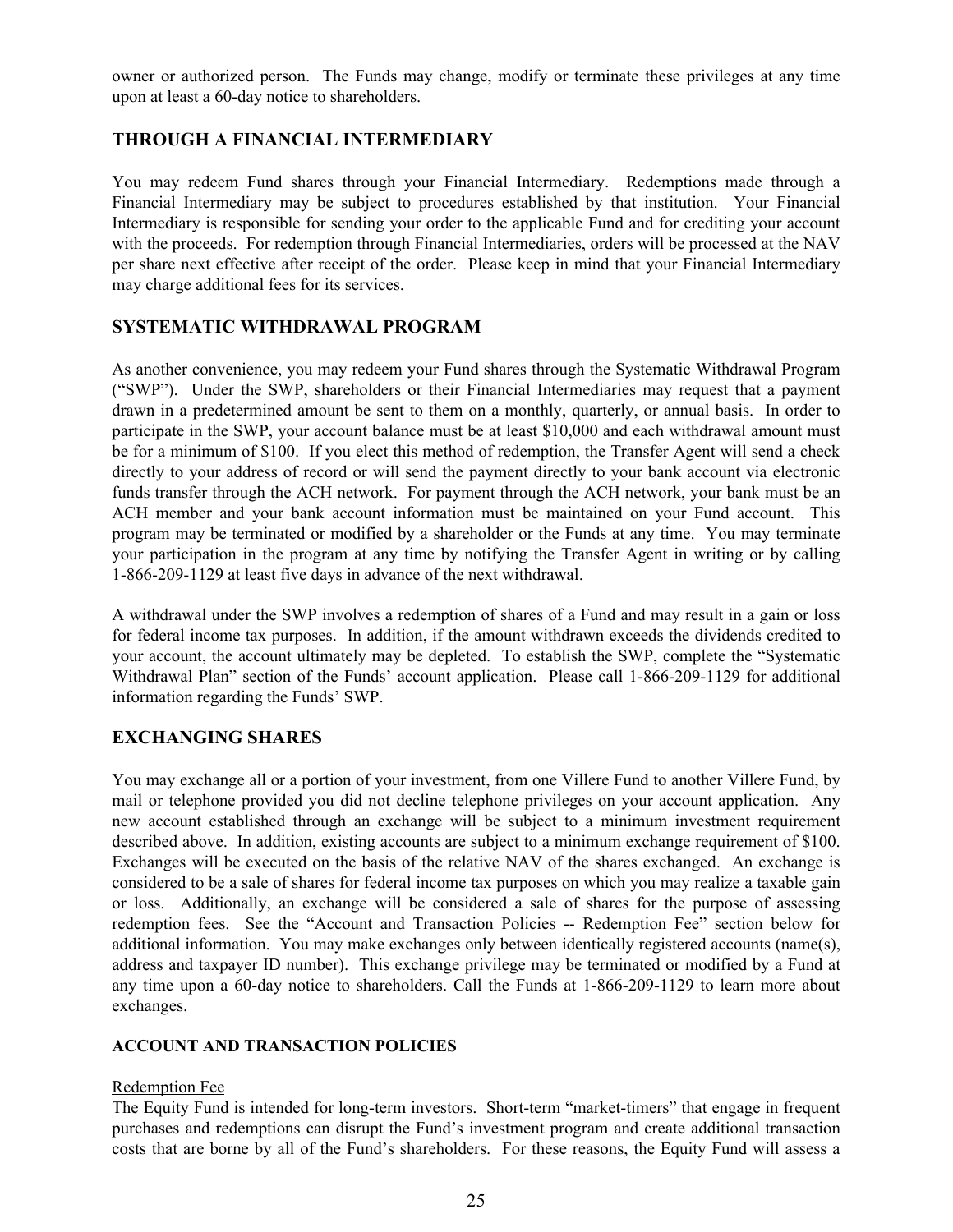owner or authorized person. The Funds may change, modify or terminate these privileges at any time upon at least a 60-day notice to shareholders.

## THROUGH A FINANCIAL INTERMEDIARY

You may redeem Fund shares through your Financial Intermediary. Redemptions made through a Financial Intermediary may be subject to procedures established by that institution. Your Financial Intermediary is responsible for sending your order to the applicable Fund and for crediting your account with the proceeds. For redemption through Financial Intermediaries, orders will be processed at the NAV per share next effective after receipt of the order. Please keep in mind that your Financial Intermediary may charge additional fees for its services.

## SYSTEMATIC WITHDRAWAL PROGRAM

As another convenience, you may redeem your Fund shares through the Systematic Withdrawal Program ("SWP"). Under the SWP, shareholders or their Financial Intermediaries may request that a payment drawn in a predetermined amount be sent to them on a monthly, quarterly, or annual basis. In order to participate in the SWP, your account balance must be at least $10,000 and each withdrawal amount must be for a minimum of $100. If you elect this method of redemption, the Transfer Agent will send a check directly to your address of record or will send the payment directly to your bank account via electronic funds transfer through the ACH network. For payment through the ACH network, your bank must be an ACH member and your bank account information must be maintained on your Fund account. This program may be terminated or modified by a shareholder or the Funds at any time. You may terminate your participation in the program at any time by notifying the Transfer Agent in writing or by calling 1-866-209-1129 at least five days in advance of the next withdrawal.

A withdrawal under the SWP involves a redemption of shares of a Fund and may result in a gain or loss for federal income tax purposes. In addition, if the amount withdrawn exceeds the dividends credited to your account, the account ultimately may be depleted. To establish the SWP, complete the "Systematic Withdrawal Plan" section of the Funds' account application. Please call 1-866-209-1129 for additional information regarding the Funds' SWP.

## EXCHANGING SHARES

You may exchange all or a portion of your investment, from one Villere Fund to another Villere Fund, by mail or telephone provided you did not decline telephone privileges on your account application. Any new account established through an exchange will be subject to a minimum investment requirement described above. In addition, existing accounts are subject to a minimum exchange requirement of $100. Exchanges will be executed on the basis of the relative NAV of the shares exchanged. An exchange is considered to be a sale of shares for federal income tax purposes on which you may realize a taxable gain or loss. Additionally, an exchange will be considered a sale of shares for the purpose of assessing redemption fees. See the "Account and Transaction Policies -- Redemption Fee" section below for additional information. You may make exchanges only between identically registered accounts (name(s), address and taxpayer ID number). This exchange privilege may be terminated or modified by a Fund at any time upon a 60-day notice to shareholders. Call the Funds at 1-866-209-1129 to learn more about exchanges.

### ACCOUNT AND TRANSACTION POLICIES

Redemption Fee

The Equity Fund is intended for long-term investors. Short-term "market-timers" that engage in frequent purchases and redemptions can disrupt the Fund's investment program and create additional transaction costs that are borne by all of the Fund's shareholders. For these reasons, the Equity Fund will assess a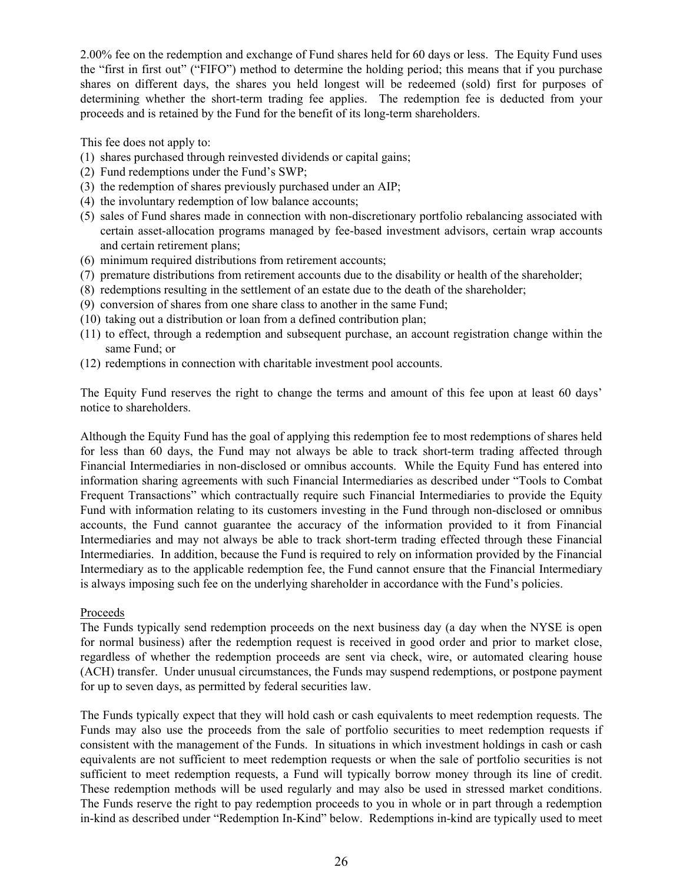2.00% fee on the redemption and exchange of Fund shares held for 60 days or less. The Equity Fund uses the "first in first out" ("FIFO") method to determine the holding period; this means that if you purchase shares on different days, the shares you held longest will be redeemed (sold) first for purposes of determining whether the short-term trading fee applies. The redemption fee is deducted from your proceeds and is retained by the Fund for the benefit of its long-term shareholders.

This fee does not apply to:

(1) shares purchased through reinvested dividends or capital gains;
(2) Fund redemptions under the Fund's SWP;
(3) the redemption of shares previously purchased under an AIP;
(4) the involuntary redemption of low balance accounts;
(5) sales of Fund shares made in connection with non-discretionary portfolio rebalancing associated with certain asset-allocation programs managed by fee-based investment advisors, certain wrap accounts and certain retirement plans;
(6) minimum required distributions from retirement accounts;
(7) premature distributions from retirement accounts due to the disability or health of the shareholder;
(8) redemptions resulting in the settlement of an estate due to the death of the shareholder;
(9) conversion of shares from one share class to another in the same Fund;
(10) taking out a distribution or loan from a defined contribution plan;
(11) to effect, through a redemption and subsequent purchase, an account registration change within the same Fund; or
(12) redemptions in connection with charitable investment pool accounts.

The Equity Fund reserves the right to change the terms and amount of this fee upon at least 60 days' notice to shareholders.

Although the Equity Fund has the goal of applying this redemption fee to most redemptions of shares held for less than 60 days, the Fund may not always be able to track short-term trading affected through Financial Intermediaries in non-disclosed or omnibus accounts. While the Equity Fund has entered into information sharing agreements with such Financial Intermediaries as described under "Tools to Combat Frequent Transactions" which contractually require such Financial Intermediaries to provide the Equity Fund with information relating to its customers investing in the Fund through non-disclosed or omnibus accounts, the Fund cannot guarantee the accuracy of the information provided to it from Financial Intermediaries and may not always be able to track short-term trading effected through these Financial Intermediaries. In addition, because the Fund is required to rely on information provided by the Financial Intermediary as to the applicable redemption fee, the Fund cannot ensure that the Financial Intermediary is always imposing such fee on the underlying shareholder in accordance with the Fund's policies.

Proceeds

The Funds typically send redemption proceeds on the next business day (a day when the NYSE is open for normal business) after the redemption request is received in good order and prior to market close, regardless of whether the redemption proceeds are sent via check, wire, or automated clearing house (ACH) transfer. Under unusual circumstances, the Funds may suspend redemptions, or postpone payment for up to seven days, as permitted by federal securities law.

The Funds typically expect that they will hold cash or cash equivalents to meet redemption requests. The Funds may also use the proceeds from the sale of portfolio securities to meet redemption requests if consistent with the management of the Funds. In situations in which investment holdings in cash or cash equivalents are not sufficient to meet redemption requests or when the sale of portfolio securities is not sufficient to meet redemption requests, a Fund will typically borrow money through its line of credit. These redemption methods will be used regularly and may also be used in stressed market conditions. The Funds reserve the right to pay redemption proceeds to you in whole or in part through a redemption in-kind as described under "Redemption In-Kind" below. Redemptions in-kind are typically used to meet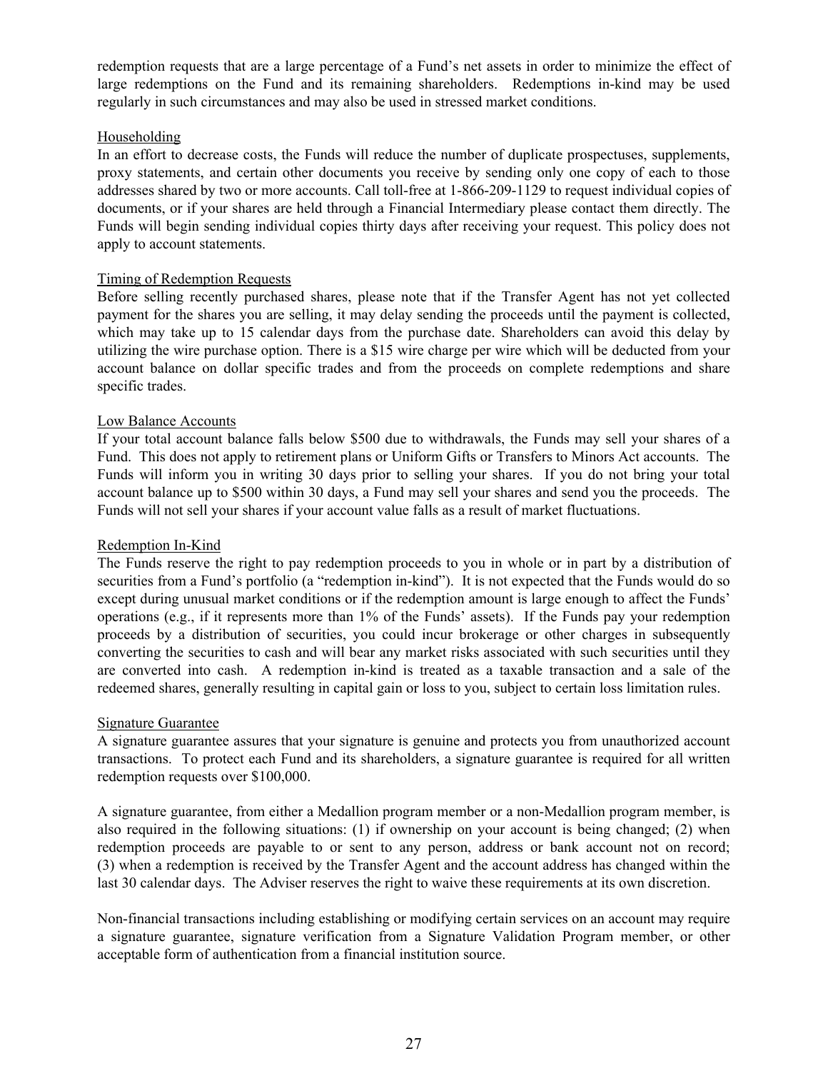redemption requests that are a large percentage of a Fund's net assets in order to minimize the effect of large redemptions on the Fund and its remaining shareholders. Redemptions in-kind may be used regularly in such circumstances and may also be used in stressed market conditions.

Householding

In an effort to decrease costs, the Funds will reduce the number of duplicate prospectuses, supplements, proxy statements, and certain other documents you receive by sending only one copy of each to those addresses shared by two or more accounts. Call toll-free at 1-866-209-1129 to request individual copies of documents, or if your shares are held through a Financial Intermediary please contact them directly. The Funds will begin sending individual copies thirty days after receiving your request. This policy does not apply to account statements.

Timing of Redemption Requests

Before selling recently purchased shares, please note that if the Transfer Agent has not yet collected payment for the shares you are selling, it may delay sending the proceeds until the payment is collected, which may take up to 15 calendar days from the purchase date. Shareholders can avoid this delay by utilizing the wire purchase option. There is a $15 wire charge per wire which will be deducted from your account balance on dollar specific trades and from the proceeds on complete redemptions and share specific trades.

Low Balance Accounts

If your total account balance falls below $500 due to withdrawals, the Funds may sell your shares of a Fund. This does not apply to retirement plans or Uniform Gifts or Transfers to Minors Act accounts. The Funds will inform you in writing 30 days prior to selling your shares. If you do not bring your total account balance up to $500 within 30 days, a Fund may sell your shares and send you the proceeds. The Funds will not sell your shares if your account value falls as a result of market fluctuations.

Redemption In-Kind

The Funds reserve the right to pay redemption proceeds to you in whole or in part by a distribution of securities from a Fund's portfolio (a "redemption in-kind"). It is not expected that the Funds would do so except during unusual market conditions or if the redemption amount is large enough to affect the Funds' operations (e.g., if it represents more than 1% of the Funds' assets). If the Funds pay your redemption proceeds by a distribution of securities, you could incur brokerage or other charges in subsequently converting the securities to cash and will bear any market risks associated with such securities until they are converted into cash. A redemption in-kind is treated as a taxable transaction and a sale of the redeemed shares, generally resulting in capital gain or loss to you, subject to certain loss limitation rules.

Signature Guarantee

A signature guarantee assures that your signature is genuine and protects you from unauthorized account transactions. To protect each Fund and its shareholders, a signature guarantee is required for all written redemption requests over $100,000.

A signature guarantee, from either a Medallion program member or a non-Medallion program member, is also required in the following situations: (1) if ownership on your account is being changed; (2) when redemption proceeds are payable to or sent to any person, address or bank account not on record; (3) when a redemption is received by the Transfer Agent and the account address has changed within the last 30 calendar days. The Adviser reserves the right to waive these requirements at its own discretion.

Non-financial transactions including establishing or modifying certain services on an account may require a signature guarantee, signature verification from a Signature Validation Program member, or other acceptable form of authentication from a financial institution source.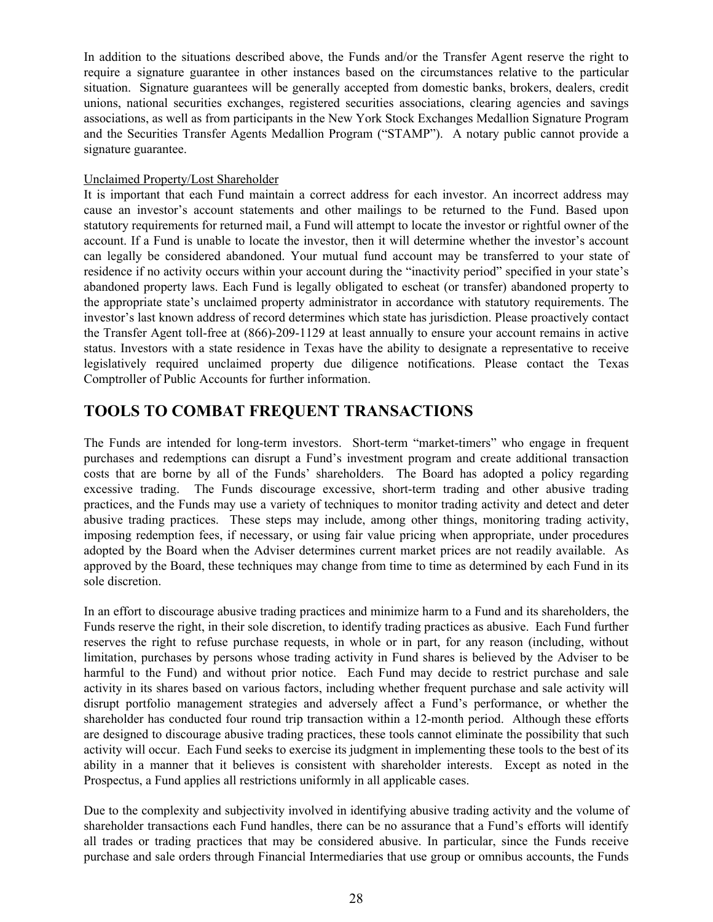In addition to the situations described above, the Funds and/or the Transfer Agent reserve the right to require a signature guarantee in other instances based on the circumstances relative to the particular situation. Signature guarantees will be generally accepted from domestic banks, brokers, dealers, credit unions, national securities exchanges, registered securities associations, clearing agencies and savings associations, as well as from participants in the New York Stock Exchanges Medallion Signature Program and the Securities Transfer Agents Medallion Program ("STAMP"). A notary public cannot provide a signature guarantee.

Unclaimed Property/Lost Shareholder

It is important that each Fund maintain a correct address for each investor. An incorrect address may cause an investor's account statements and other mailings to be returned to the Fund. Based upon statutory requirements for returned mail, a Fund will attempt to locate the investor or rightful owner of the account. If a Fund is unable to locate the investor, then it will determine whether the investor's account can legally be considered abandoned. Your mutual fund account may be transferred to your state of residence if no activity occurs within your account during the "inactivity period" specified in your state's abandoned property laws. Each Fund is legally obligated to escheat (or transfer) abandoned property to the appropriate state's unclaimed property administrator in accordance with statutory requirements. The investor's last known address of record determines which state has jurisdiction. Please proactively contact the Transfer Agent toll-free at (866)-209-1129 at least annually to ensure your account remains in active status. Investors with a state residence in Texas have the ability to designate a representative to receive legislatively required unclaimed property due diligence notifications. Please contact the Texas Comptroller of Public Accounts for further information.

## TOOLS TO COMBAT FREQUENT TRANSACTIONS

The Funds are intended for long-term investors. Short-term "market-timers" who engage in frequent purchases and redemptions can disrupt a Fund's investment program and create additional transaction costs that are borne by all of the Funds' shareholders. The Board has adopted a policy regarding excessive trading. The Funds discourage excessive, short-term trading and other abusive trading practices, and the Funds may use a variety of techniques to monitor trading activity and detect and deter abusive trading practices. These steps may include, among other things, monitoring trading activity, imposing redemption fees, if necessary, or using fair value pricing when appropriate, under procedures adopted by the Board when the Adviser determines current market prices are not readily available. As approved by the Board, these techniques may change from time to time as determined by each Fund in its sole discretion.

In an effort to discourage abusive trading practices and minimize harm to a Fund and its shareholders, the Funds reserve the right, in their sole discretion, to identify trading practices as abusive. Each Fund further reserves the right to refuse purchase requests, in whole or in part, for any reason (including, without limitation, purchases by persons whose trading activity in Fund shares is believed by the Adviser to be harmful to the Fund) and without prior notice. Each Fund may decide to restrict purchase and sale activity in its shares based on various factors, including whether frequent purchase and sale activity will disrupt portfolio management strategies and adversely affect a Fund's performance, or whether the shareholder has conducted four round trip transaction within a 12-month period. Although these efforts are designed to discourage abusive trading practices, these tools cannot eliminate the possibility that such activity will occur. Each Fund seeks to exercise its judgment in implementing these tools to the best of its ability in a manner that it believes is consistent with shareholder interests. Except as noted in the Prospectus, a Fund applies all restrictions uniformly in all applicable cases.

Due to the complexity and subjectivity involved in identifying abusive trading activity and the volume of shareholder transactions each Fund handles, there can be no assurance that a Fund's efforts will identify all trades or trading practices that may be considered abusive. In particular, since the Funds receive purchase and sale orders through Financial Intermediaries that use group or omnibus accounts, the Funds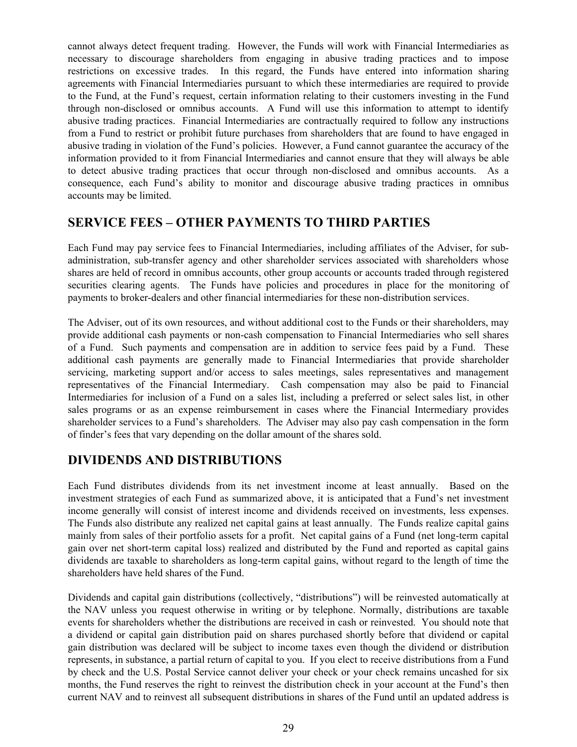cannot always detect frequent trading. However, the Funds will work with Financial Intermediaries as necessary to discourage shareholders from engaging in abusive trading practices and to impose restrictions on excessive trades. In this regard, the Funds have entered into information sharing agreements with Financial Intermediaries pursuant to which these intermediaries are required to provide to the Fund, at the Fund's request, certain information relating to their customers investing in the Fund through non-disclosed or omnibus accounts. A Fund will use this information to attempt to identify abusive trading practices. Financial Intermediaries are contractually required to follow any instructions from a Fund to restrict or prohibit future purchases from shareholders that are found to have engaged in abusive trading in violation of the Fund's policies. However, a Fund cannot guarantee the accuracy of the information provided to it from Financial Intermediaries and cannot ensure that they will always be able to detect abusive trading practices that occur through non-disclosed and omnibus accounts. As a consequence, each Fund's ability to monitor and discourage abusive trading practices in omnibus accounts may be limited.

## SERVICE FEES – OTHER PAYMENTS TO THIRD PARTIES

Each Fund may pay service fees to Financial Intermediaries, including affiliates of the Adviser, for sub-administration, sub-transfer agency and other shareholder services associated with shareholders whose shares are held of record in omnibus accounts, other group accounts or accounts traded through registered securities clearing agents. The Funds have policies and procedures in place for the monitoring of payments to broker-dealers and other financial intermediaries for these non-distribution services.

The Adviser, out of its own resources, and without additional cost to the Funds or their shareholders, may provide additional cash payments or non-cash compensation to Financial Intermediaries who sell shares of a Fund. Such payments and compensation are in addition to service fees paid by a Fund. These additional cash payments are generally made to Financial Intermediaries that provide shareholder servicing, marketing support and/or access to sales meetings, sales representatives and management representatives of the Financial Intermediary. Cash compensation may also be paid to Financial Intermediaries for inclusion of a Fund on a sales list, including a preferred or select sales list, in other sales programs or as an expense reimbursement in cases where the Financial Intermediary provides shareholder services to a Fund's shareholders. The Adviser may also pay cash compensation in the form of finder's fees that vary depending on the dollar amount of the shares sold.

## DIVIDENDS AND DISTRIBUTIONS

Each Fund distributes dividends from its net investment income at least annually. Based on the investment strategies of each Fund as summarized above, it is anticipated that a Fund's net investment income generally will consist of interest income and dividends received on investments, less expenses. The Funds also distribute any realized net capital gains at least annually. The Funds realize capital gains mainly from sales of their portfolio assets for a profit. Net capital gains of a Fund (net long-term capital gain over net short-term capital loss) realized and distributed by the Fund and reported as capital gains dividends are taxable to shareholders as long-term capital gains, without regard to the length of time the shareholders have held shares of the Fund.

Dividends and capital gain distributions (collectively, "distributions") will be reinvested automatically at the NAV unless you request otherwise in writing or by telephone. Normally, distributions are taxable events for shareholders whether the distributions are received in cash or reinvested. You should note that a dividend or capital gain distribution paid on shares purchased shortly before that dividend or capital gain distribution was declared will be subject to income taxes even though the dividend or distribution represents, in substance, a partial return of capital to you. If you elect to receive distributions from a Fund by check and the U.S. Postal Service cannot deliver your check or your check remains uncashed for six months, the Fund reserves the right to reinvest the distribution check in your account at the Fund's then current NAV and to reinvest all subsequent distributions in shares of the Fund until an updated address is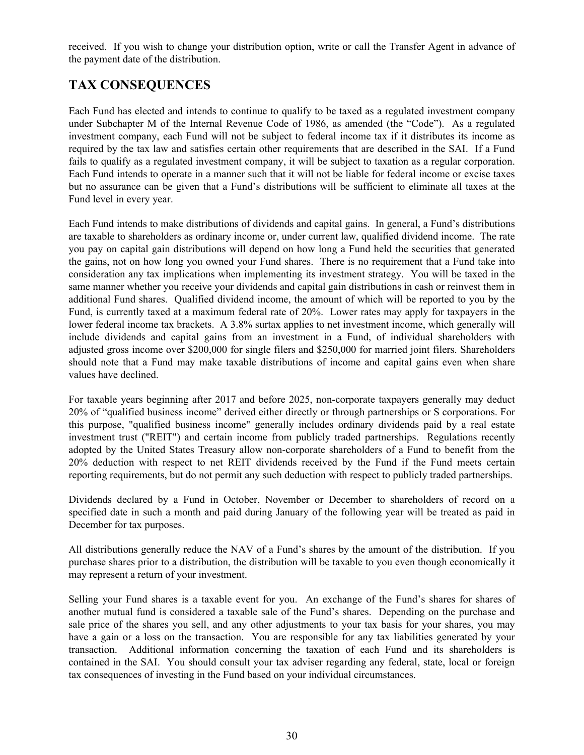received. If you wish to change your distribution option, write or call the Transfer Agent in advance of the payment date of the distribution.

## TAX CONSEQUENCES

Each Fund has elected and intends to continue to qualify to be taxed as a regulated investment company under Subchapter M of the Internal Revenue Code of 1986, as amended (the "Code"). As a regulated investment company, each Fund will not be subject to federal income tax if it distributes its income as required by the tax law and satisfies certain other requirements that are described in the SAI. If a Fund fails to qualify as a regulated investment company, it will be subject to taxation as a regular corporation. Each Fund intends to operate in a manner such that it will not be liable for federal income or excise taxes but no assurance can be given that a Fund's distributions will be sufficient to eliminate all taxes at the Fund level in every year.

Each Fund intends to make distributions of dividends and capital gains. In general, a Fund's distributions are taxable to shareholders as ordinary income or, under current law, qualified dividend income. The rate you pay on capital gain distributions will depend on how long a Fund held the securities that generated the gains, not on how long you owned your Fund shares. There is no requirement that a Fund take into consideration any tax implications when implementing its investment strategy. You will be taxed in the same manner whether you receive your dividends and capital gain distributions in cash or reinvest them in additional Fund shares. Qualified dividend income, the amount of which will be reported to you by the Fund, is currently taxed at a maximum federal rate of 20%. Lower rates may apply for taxpayers in the lower federal income tax brackets. A 3.8% surtax applies to net investment income, which generally will include dividends and capital gains from an investment in a Fund, of individual shareholders with adjusted gross income over $200,000 for single filers and $250,000 for married joint filers. Shareholders should note that a Fund may make taxable distributions of income and capital gains even when share values have declined.

For taxable years beginning after 2017 and before 2025, non-corporate taxpayers generally may deduct 20% of "qualified business income" derived either directly or through partnerships or S corporations. For this purpose, "qualified business income" generally includes ordinary dividends paid by a real estate investment trust ("REIT") and certain income from publicly traded partnerships. Regulations recently adopted by the United States Treasury allow non-corporate shareholders of a Fund to benefit from the 20% deduction with respect to net REIT dividends received by the Fund if the Fund meets certain reporting requirements, but do not permit any such deduction with respect to publicly traded partnerships.

Dividends declared by a Fund in October, November or December to shareholders of record on a specified date in such a month and paid during January of the following year will be treated as paid in December for tax purposes.

All distributions generally reduce the NAV of a Fund's shares by the amount of the distribution. If you purchase shares prior to a distribution, the distribution will be taxable to you even though economically it may represent a return of your investment.

Selling your Fund shares is a taxable event for you. An exchange of the Fund's shares for shares of another mutual fund is considered a taxable sale of the Fund's shares. Depending on the purchase and sale price of the shares you sell, and any other adjustments to your tax basis for your shares, you may have a gain or a loss on the transaction. You are responsible for any tax liabilities generated by your transaction. Additional information concerning the taxation of each Fund and its shareholders is contained in the SAI. You should consult your tax adviser regarding any federal, state, local or foreign tax consequences of investing in the Fund based on your individual circumstances.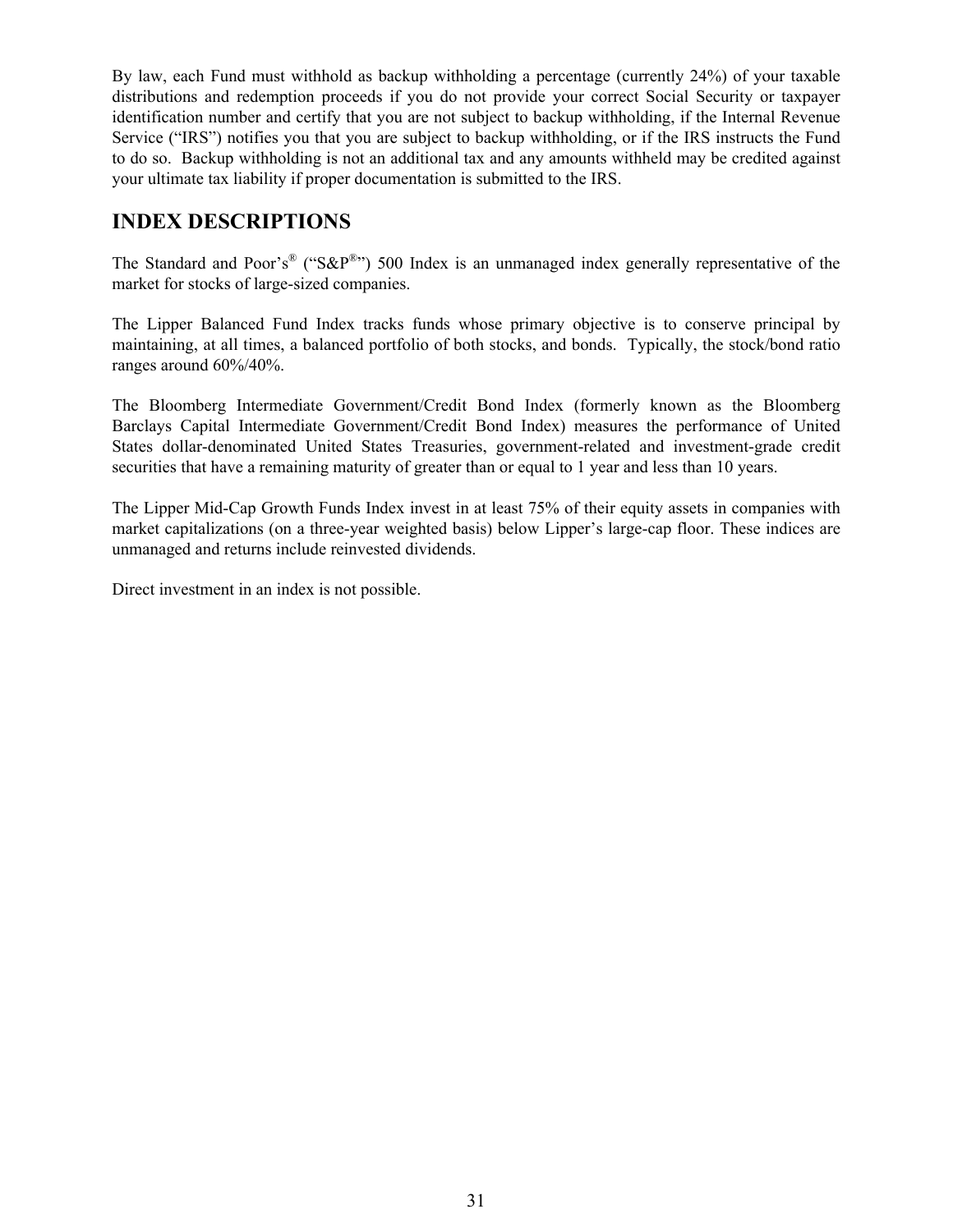By law, each Fund must withhold as backup withholding a percentage (currently 24%) of your taxable distributions and redemption proceeds if you do not provide your correct Social Security or taxpayer identification number and certify that you are not subject to backup withholding, if the Internal Revenue Service ("IRS") notifies you that you are subject to backup withholding, or if the IRS instructs the Fund to do so. Backup withholding is not an additional tax and any amounts withheld may be credited against your ultimate tax liability if proper documentation is submitted to the IRS.

## INDEX DESCRIPTIONS

The Standard and Poor's® ("S&P®") 500 Index is an unmanaged index generally representative of the market for stocks of large-sized companies.

The Lipper Balanced Fund Index tracks funds whose primary objective is to conserve principal by maintaining, at all times, a balanced portfolio of both stocks, and bonds. Typically, the stock/bond ratio ranges around 60%/40%.

The Bloomberg Intermediate Government/Credit Bond Index (formerly known as the Bloomberg Barclays Capital Intermediate Government/Credit Bond Index) measures the performance of United States dollar-denominated United States Treasuries, government-related and investment-grade credit securities that have a remaining maturity of greater than or equal to 1 year and less than 10 years.

The Lipper Mid-Cap Growth Funds Index invest in at least 75% of their equity assets in companies with market capitalizations (on a three-year weighted basis) below Lipper's large-cap floor. These indices are unmanaged and returns include reinvested dividends.

Direct investment in an index is not possible.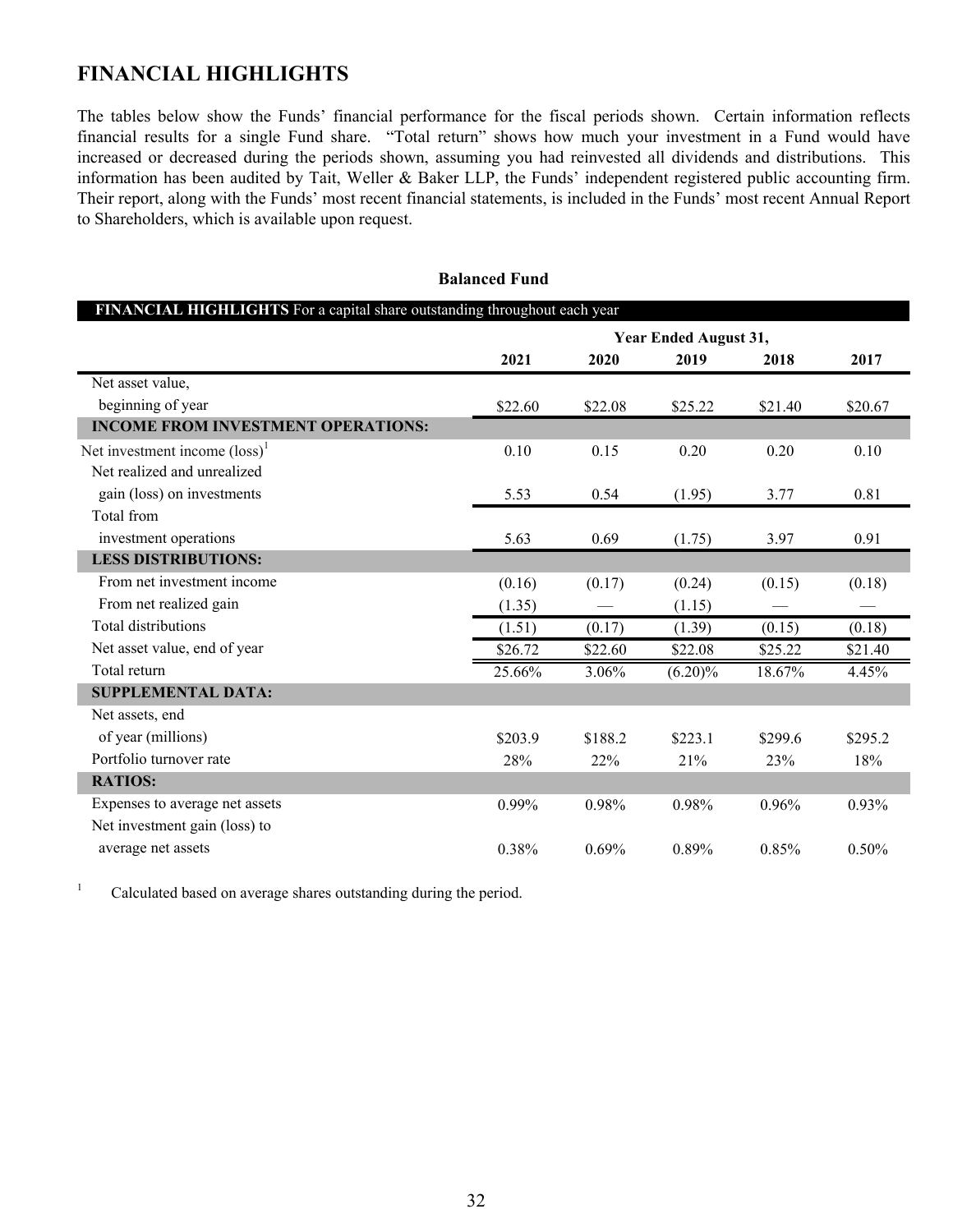# FINANCIAL HIGHLIGHTS

The tables below show the Funds' financial performance for the fiscal periods shown. Certain information reflects financial results for a single Fund share. "Total return" shows how much your investment in a Fund would have increased or decreased during the periods shown, assuming you had reinvested all dividends and distributions. This information has been audited by Tait, Weller & Baker LLP, the Funds' independent registered public accounting firm. Their report, along with the Funds' most recent financial statements, is included in the Funds' most recent Annual Report to Shareholders, which is available upon request.

**Balanced Fund**

| **FINANCIAL HIGHLIGHTS** For a capital share outstanding throughout each year | Year Ended August 31, | | | | |
|---|---|---|---|---|---|
| | **2021** | **2020** | **2019** | **2018** | **2017** |
| Net asset value, beginning of year | $22.60 | $22.08 | $25.22 | $21.40 | $20.67 |
| **INCOME FROM INVESTMENT OPERATIONS:** | | | | | |
| Net investment income (loss)[1] | 0.10 | 0.15 | 0.20 | 0.20 | 0.10 |
| Net realized and unrealized gain (loss) on investments | 5.53 | 0.54 | (1.95) | 3.77 | 0.81 |
| Total from investment operations | 5.63 | 0.69 | (1.75) | 3.97 | 0.91 |
| **LESS DISTRIBUTIONS:** | | | | | |
| From net investment income | (0.16) | (0.17) | (0.24) | (0.15) | (0.18) |
| From net realized gain | (1.35) | — | (1.15) | — | — |
| Total distributions | (1.51) | (0.17) | (1.39) | (0.15) | (0.18) |
| Net asset value, end of year | $26.72 | $22.60 | $22.08 | $25.22 | $21.40 |
| Total return | 25.66% | 3.06% | (6.20)% | 18.67% | 4.45% |
| **SUPPLEMENTAL DATA:** | | | | | |
| Net assets, end of year (millions) | $203.9 | $188.2 | $223.1 | $299.6 | $295.2 |
| Portfolio turnover rate | 28% | 22% | 21% | 23% | 18% |
| **RATIOS:** | | | | | |
| Expenses to average net assets | 0.99% | 0.98% | 0.98% | 0.96% | 0.93% |
| Net investment gain (loss) to average net assets | 0.38% | 0.69% | 0.89% | 0.85% | 0.50% |

[1] Calculated based on average shares outstanding during the period.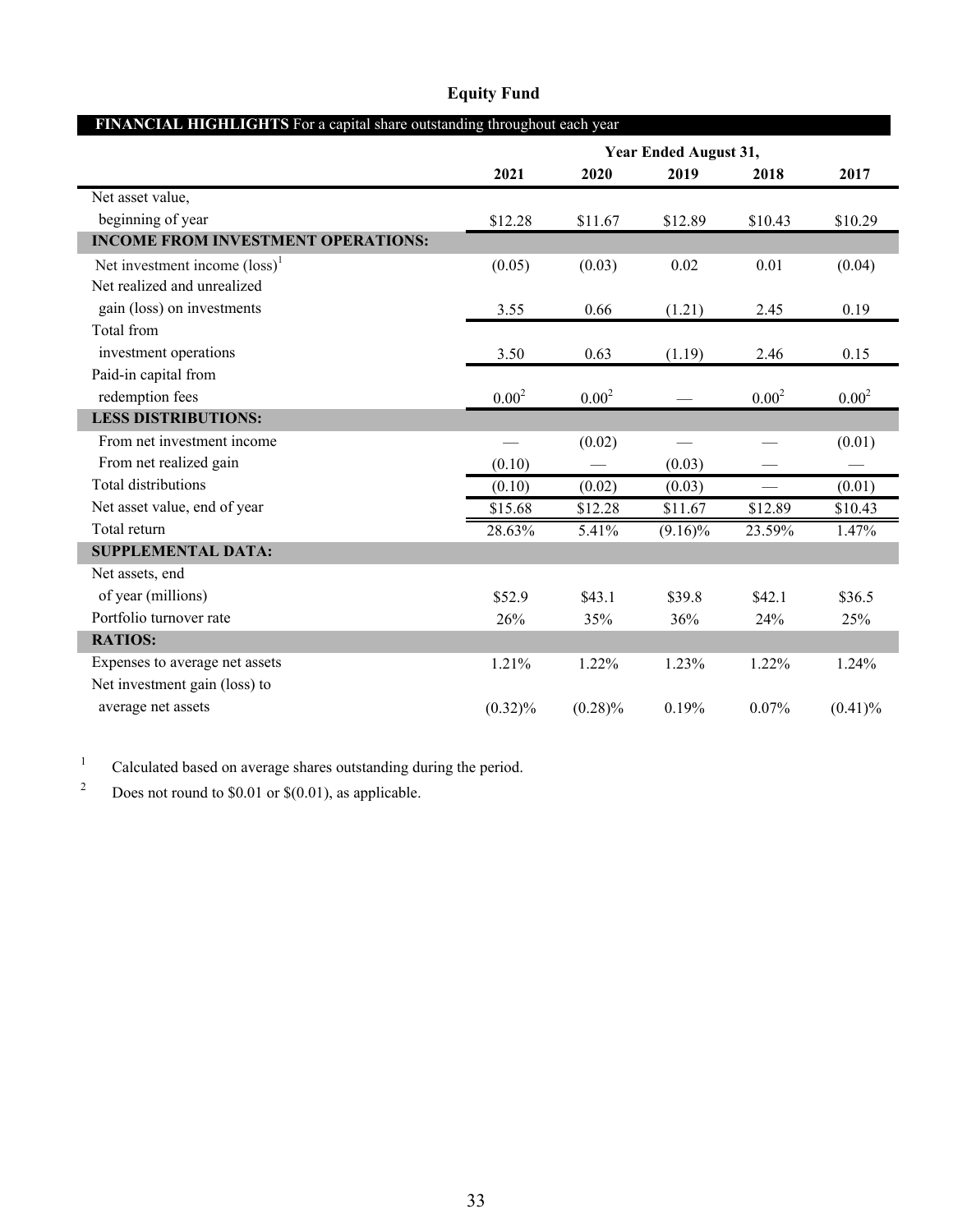# Equity Fund

| **FINANCIAL HIGHLIGHTS** For a capital share outstanding throughout each year | | | | | |
|---|---|---|---|---|---|
| | **Year Ended August 31,** | | | | |
| | **2021** | **2020** | **2019** | **2018** | **2017** |
| Net asset value, beginning of year | $12.28 | $11.67 | $12.89 | $10.43 | $10.29 |
| **INCOME FROM INVESTMENT OPERATIONS:** | | | | | |
| Net investment income (loss)[1] | (0.05) | (0.03) | 0.02 | 0.01 | (0.04) |
| Net realized and unrealized gain (loss) on investments | 3.55 | 0.66 | (1.21) | 2.45 | 0.19 |
| Total from investment operations | 3.50 | 0.63 | (1.19) | 2.46 | 0.15 |
| Paid-in capital from redemption fees | 0.00[2] | 0.00[2] | — | 0.00[2] | 0.00[2] |
| **LESS DISTRIBUTIONS:** | | | | | |
| From net investment income | — | (0.02) | — | — | (0.01) |
| From net realized gain | (0.10) | — | (0.03) | — | — |
| Total distributions | (0.10) | (0.02) | (0.03) | — | (0.01) |
| Net asset value, end of year | $15.68 | $12.28 | $11.67 | $12.89 | $10.43 |
| Total return | 28.63% | 5.41% | (9.16)% | 23.59% | 1.47% |
| **SUPPLEMENTAL DATA:** | | | | | |
| Net assets, end of year (millions) | $52.9 | $43.1 | $39.8 | $42.1 | $36.5 |
| Portfolio turnover rate | 26% | 35% | 36% | 24% | 25% |
| **RATIOS:** | | | | | |
| Expenses to average net assets | 1.21% | 1.22% | 1.23% | 1.22% | 1.24% |
| Net investment gain (loss) to average net assets | (0.32)% | (0.28)% | 0.19% | 0.07% | (0.41)% |

[1] Calculated based on average shares outstanding during the period.

[2] Does not round to $0.01 or $(0.01), as applicable.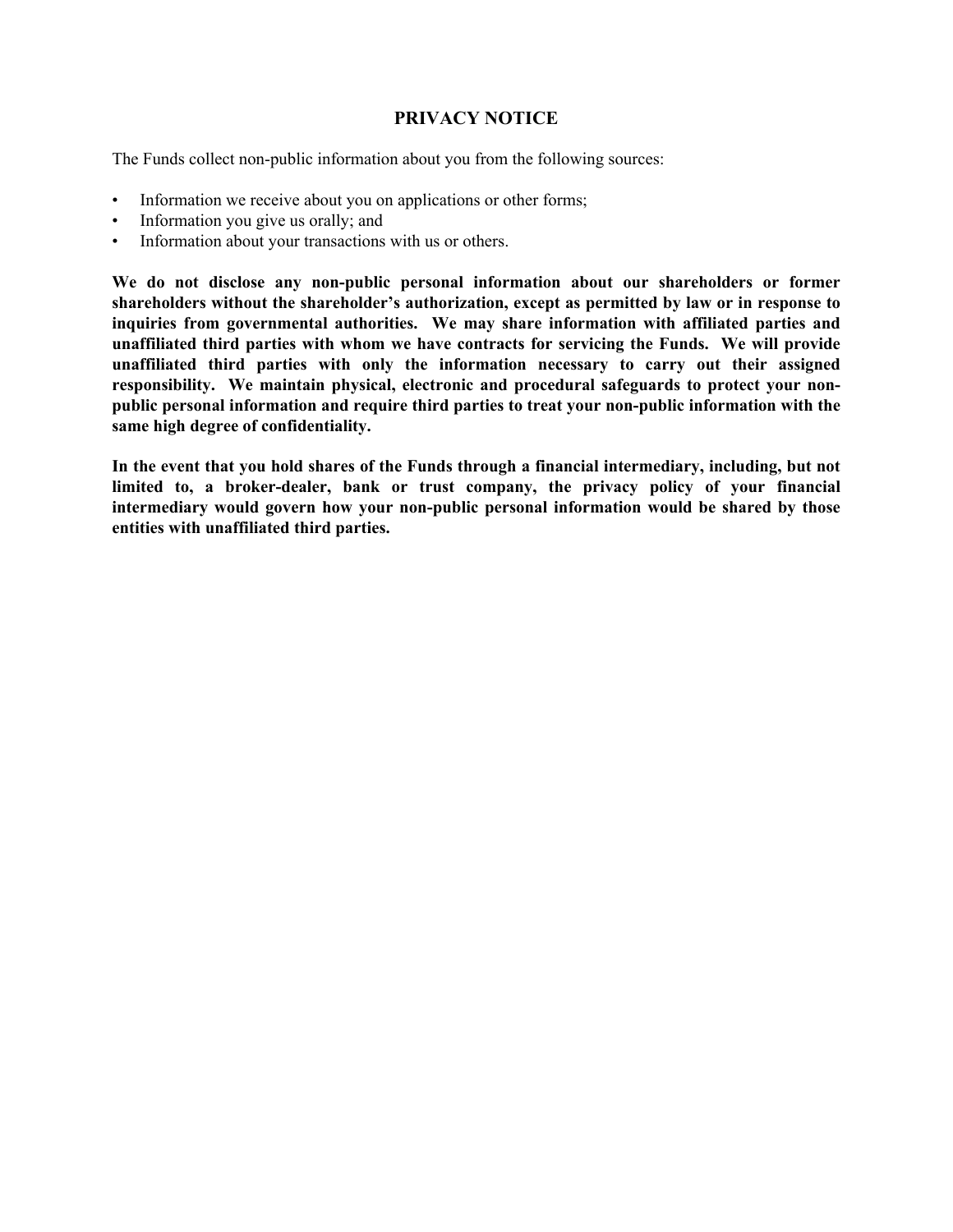# PRIVACY NOTICE

The Funds collect non-public information about you from the following sources:

- Information we receive about you on applications or other forms;
- Information you give us orally; and
- Information about your transactions with us or others.

**We do not disclose any non-public personal information about our shareholders or former shareholders without the shareholder's authorization, except as permitted by law or in response to inquiries from governmental authorities. We may share information with affiliated parties and unaffiliated third parties with whom we have contracts for servicing the Funds. We will provide unaffiliated third parties with only the information necessary to carry out their assigned responsibility. We maintain physical, electronic and procedural safeguards to protect your non-public personal information and require third parties to treat your non-public information with the same high degree of confidentiality.**

**In the event that you hold shares of the Funds through a financial intermediary, including, but not limited to, a broker-dealer, bank or trust company, the privacy policy of your financial intermediary would govern how your non-public personal information would be shared by those entities with unaffiliated third parties.**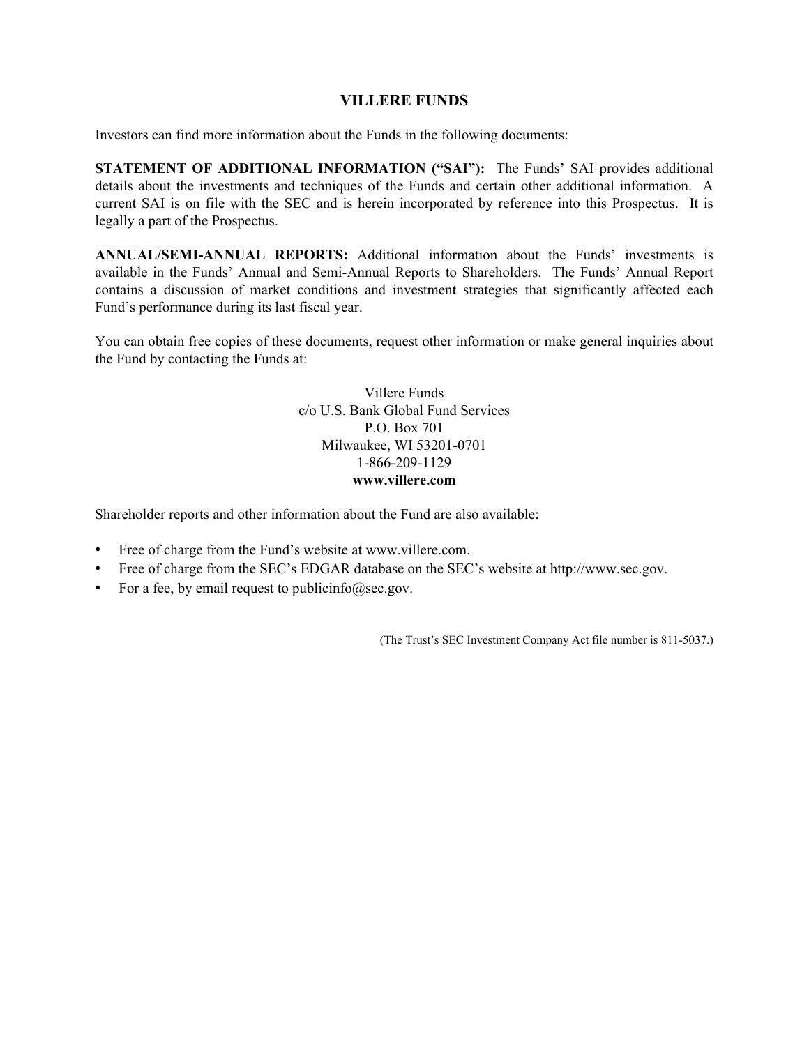# VILLERE FUNDS

Investors can find more information about the Funds in the following documents:

**STATEMENT OF ADDITIONAL INFORMATION ("SAI"):** The Funds' SAI provides additional details about the investments and techniques of the Funds and certain other additional information. A current SAI is on file with the SEC and is herein incorporated by reference into this Prospectus. It is legally a part of the Prospectus.

**ANNUAL/SEMI-ANNUAL REPORTS:** Additional information about the Funds' investments is available in the Funds' Annual and Semi-Annual Reports to Shareholders. The Funds' Annual Report contains a discussion of market conditions and investment strategies that significantly affected each Fund's performance during its last fiscal year.

You can obtain free copies of these documents, request other information or make general inquiries about the Fund by contacting the Funds at:

Villere Funds
c/o U.S. Bank Global Fund Services
P.O. Box 701
Milwaukee, WI 53201-0701
1-866-209-1129
**www.villere.com**

Shareholder reports and other information about the Fund are also available:

- Free of charge from the Fund's website at www.villere.com.
- Free of charge from the SEC's EDGAR database on the SEC's website at http://www.sec.gov.
- For a fee, by email request to publicinfo@sec.gov.

(The Trust's SEC Investment Company Act file number is 811-5037.)